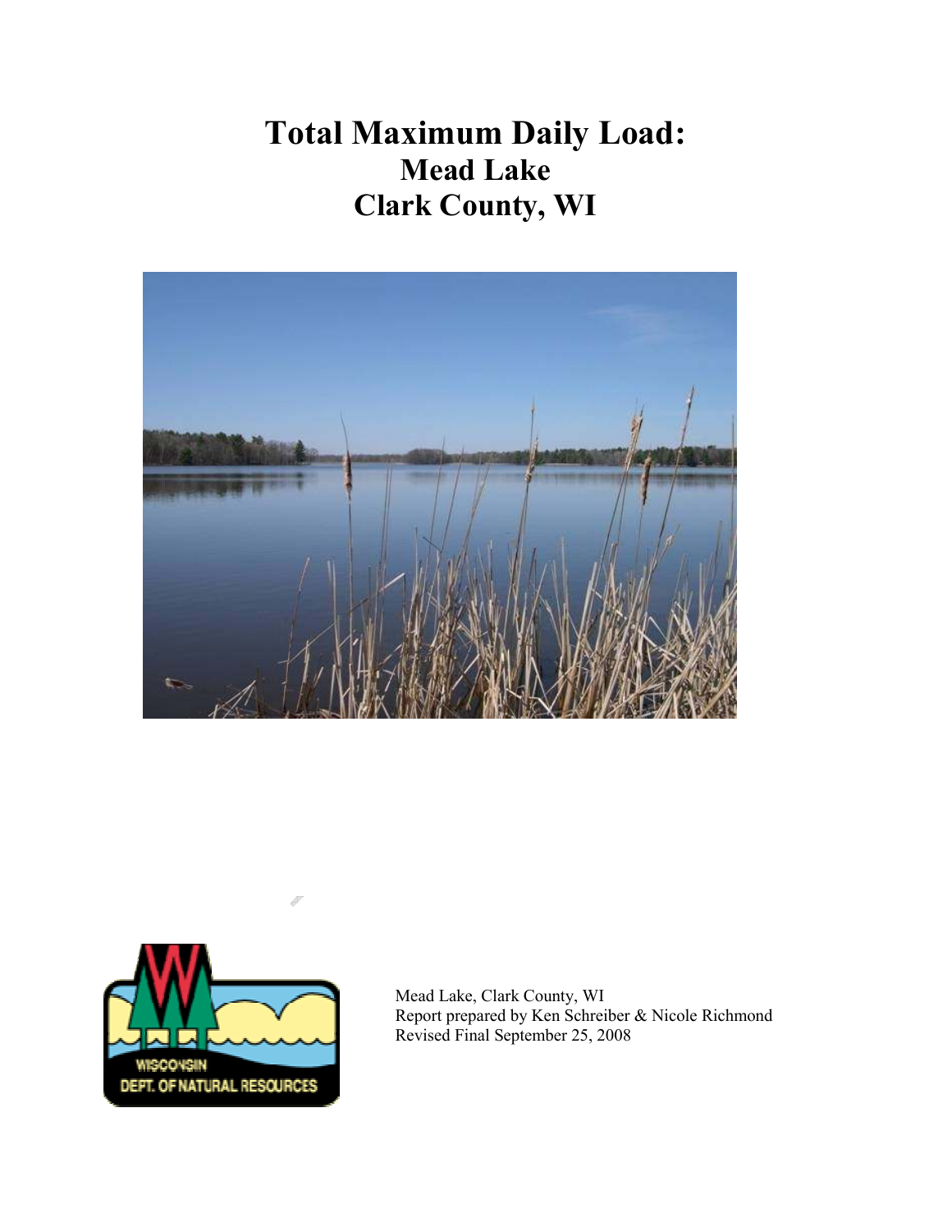# Total Maximum Daily Load:

## Mead Lake

## Clark County, WI

Mead Lake, Clark County, WI
Report prepared by Ken Schreiber & Nicole Richmond
Revised Final September 25, 2008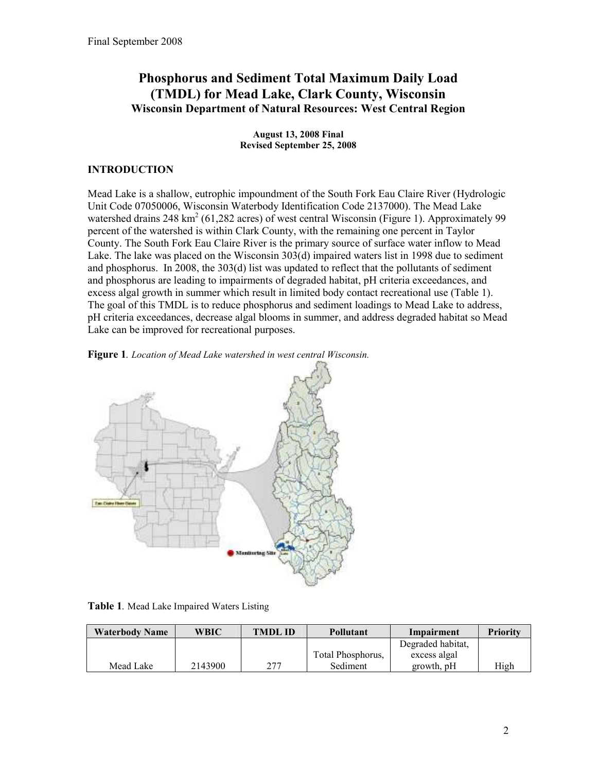Final September 2008

# Phosphorus and Sediment Total Maximum Daily Load (TMDL) for Mead Lake, Clark County, Wisconsin

**Wisconsin Department of Natural Resources: West Central Region**

**August 13, 2008 Final**
**Revised September 25, 2008**

## INTRODUCTION

Mead Lake is a shallow, eutrophic impoundment of the South Fork Eau Claire River (Hydrologic Unit Code 07050006, Wisconsin Waterbody Identification Code 2137000). The Mead Lake watershed drains 248 km$^2$ (61,282 acres) of west central Wisconsin (Figure 1). Approximately 99 percent of the watershed is within Clark County, with the remaining one percent in Taylor County. The South Fork Eau Claire River is the primary source of surface water inflow to Mead Lake. The lake was placed on the Wisconsin 303(d) impaired waters list in 1998 due to sediment and phosphorus. In 2008, the 303(d) list was updated to reflect that the pollutants of sediment and phosphorus are leading to impairments of degraded habitat, pH criteria exceedances, and excess algal growth in summer which result in limited body contact recreational use (Table 1). The goal of this TMDL is to reduce phosphorus and sediment loadings to Mead Lake to address, pH criteria exceedances, decrease algal blooms in summer, and address degraded habitat so Mead Lake can be improved for recreational purposes.

**Figure 1**. *Location of Mead Lake watershed in west central Wisconsin.*

**Table 1**. Mead Lake Impaired Waters Listing

| Waterbody Name | WBIC | TMDL ID | Pollutant | Impairment | Priority |
|---|---|---|---|---|---|
| Mead Lake | 2143900 | 277 | Total Phosphorus, Sediment | Degraded habitat, excess algal growth, pH | High |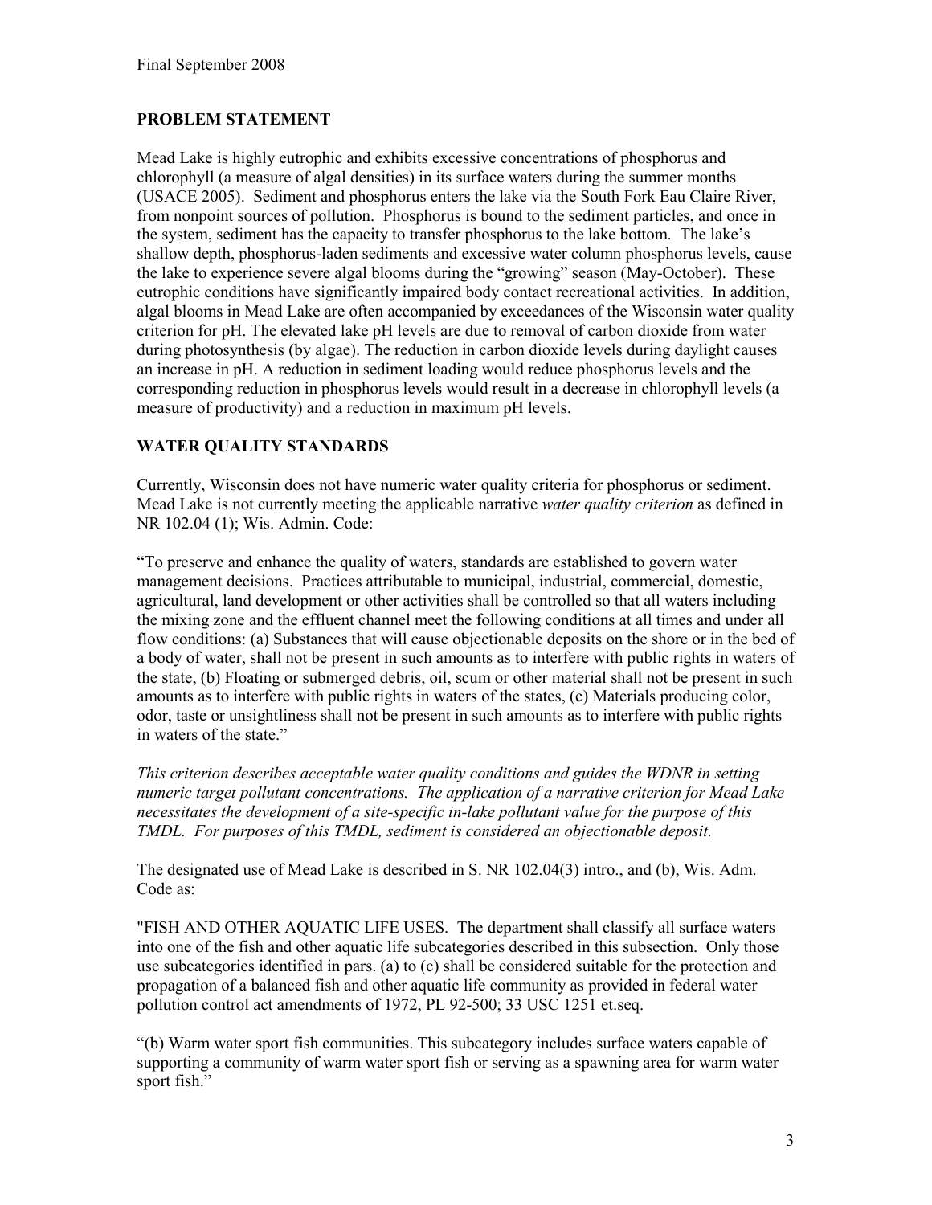## PROBLEM STATEMENT

Mead Lake is highly eutrophic and exhibits excessive concentrations of phosphorus and chlorophyll (a measure of algal densities) in its surface waters during the summer months (USACE 2005). Sediment and phosphorus enters the lake via the South Fork Eau Claire River, from nonpoint sources of pollution. Phosphorus is bound to the sediment particles, and once in the system, sediment has the capacity to transfer phosphorus to the lake bottom. The lake's shallow depth, phosphorus-laden sediments and excessive water column phosphorus levels, cause the lake to experience severe algal blooms during the "growing" season (May-October). These eutrophic conditions have significantly impaired body contact recreational activities. In addition, algal blooms in Mead Lake are often accompanied by exceedances of the Wisconsin water quality criterion for pH. The elevated lake pH levels are due to removal of carbon dioxide from water during photosynthesis (by algae). The reduction in carbon dioxide levels during daylight causes an increase in pH. A reduction in sediment loading would reduce phosphorus levels and the corresponding reduction in phosphorus levels would result in a decrease in chlorophyll levels (a measure of productivity) and a reduction in maximum pH levels.

## WATER QUALITY STANDARDS

Currently, Wisconsin does not have numeric water quality criteria for phosphorus or sediment. Mead Lake is not currently meeting the applicable narrative *water quality criterion* as defined in NR 102.04 (1); Wis. Admin. Code:

"To preserve and enhance the quality of waters, standards are established to govern water management decisions. Practices attributable to municipal, industrial, commercial, domestic, agricultural, land development or other activities shall be controlled so that all waters including the mixing zone and the effluent channel meet the following conditions at all times and under all flow conditions: (a) Substances that will cause objectionable deposits on the shore or in the bed of a body of water, shall not be present in such amounts as to interfere with public rights in waters of the state, (b) Floating or submerged debris, oil, scum or other material shall not be present in such amounts as to interfere with public rights in waters of the states, (c) Materials producing color, odor, taste or unsightliness shall not be present in such amounts as to interfere with public rights in waters of the state."

*This criterion describes acceptable water quality conditions and guides the WDNR in setting numeric target pollutant concentrations. The application of a narrative criterion for Mead Lake necessitates the development of a site-specific in-lake pollutant value for the purpose of this TMDL. For purposes of this TMDL, sediment is considered an objectionable deposit.*

The designated use of Mead Lake is described in S. NR 102.04(3) intro., and (b), Wis. Adm. Code as:

"FISH AND OTHER AQUATIC LIFE USES. The department shall classify all surface waters into one of the fish and other aquatic life subcategories described in this subsection. Only those use subcategories identified in pars. (a) to (c) shall be considered suitable for the protection and propagation of a balanced fish and other aquatic life community as provided in federal water pollution control act amendments of 1972, PL 92-500; 33 USC 1251 et.seq.

"(b) Warm water sport fish communities. This subcategory includes surface waters capable of supporting a community of warm water sport fish or serving as a spawning area for warm water sport fish."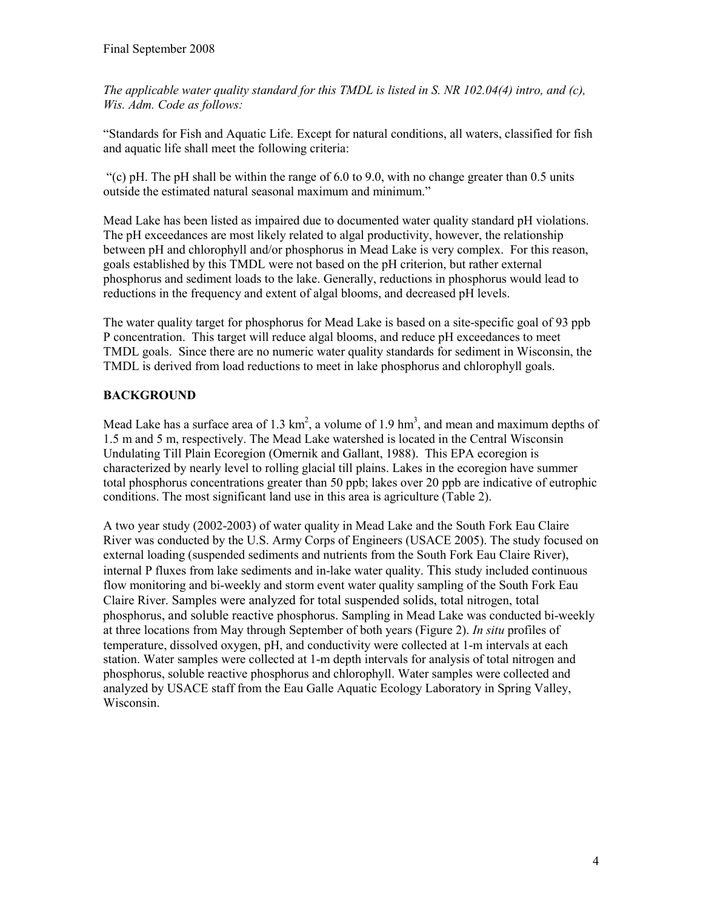*The applicable water quality standard for this TMDL is listed in S. NR 102.04(4) intro, and (c), Wis. Adm. Code as follows:*

"Standards for Fish and Aquatic Life. Except for natural conditions, all waters, classified for fish and aquatic life shall meet the following criteria:

"(c) pH. The pH shall be within the range of 6.0 to 9.0, with no change greater than 0.5 units outside the estimated natural seasonal maximum and minimum."

Mead Lake has been listed as impaired due to documented water quality standard pH violations. The pH exceedances are most likely related to algal productivity, however, the relationship between pH and chlorophyll and/or phosphorus in Mead Lake is very complex. For this reason, goals established by this TMDL were not based on the pH criterion, but rather external phosphorus and sediment loads to the lake. Generally, reductions in phosphorus would lead to reductions in the frequency and extent of algal blooms, and decreased pH levels.

The water quality target for phosphorus for Mead Lake is based on a site-specific goal of 93 ppb P concentration. This target will reduce algal blooms, and reduce pH exceedances to meet TMDL goals. Since there are no numeric water quality standards for sediment in Wisconsin, the TMDL is derived from load reductions to meet in lake phosphorus and chlorophyll goals.

## BACKGROUND

Mead Lake has a surface area of 1.3 $km^2$, a volume of 1.9 $hm^3$, and mean and maximum depths of 1.5 m and 5 m, respectively. The Mead Lake watershed is located in the Central Wisconsin Undulating Till Plain Ecoregion (Omernik and Gallant, 1988). This EPA ecoregion is characterized by nearly level to rolling glacial till plains. Lakes in the ecoregion have summer total phosphorus concentrations greater than 50 ppb; lakes over 20 ppb are indicative of eutrophic conditions. The most significant land use in this area is agriculture (Table 2).

A two year study (2002-2003) of water quality in Mead Lake and the South Fork Eau Claire River was conducted by the U.S. Army Corps of Engineers (USACE 2005). The study focused on external loading (suspended sediments and nutrients from the South Fork Eau Claire River), internal P fluxes from lake sediments and in-lake water quality. This study included continuous flow monitoring and bi-weekly and storm event water quality sampling of the South Fork Eau Claire River. Samples were analyzed for total suspended solids, total nitrogen, total phosphorus, and soluble reactive phosphorus. Sampling in Mead Lake was conducted bi-weekly at three locations from May through September of both years (Figure 2). *In situ* profiles of temperature, dissolved oxygen, pH, and conductivity were collected at 1-m intervals at each station. Water samples were collected at 1-m depth intervals for analysis of total nitrogen and phosphorus, soluble reactive phosphorus and chlorophyll. Water samples were collected and analyzed by USACE staff from the Eau Galle Aquatic Ecology Laboratory in Spring Valley, Wisconsin.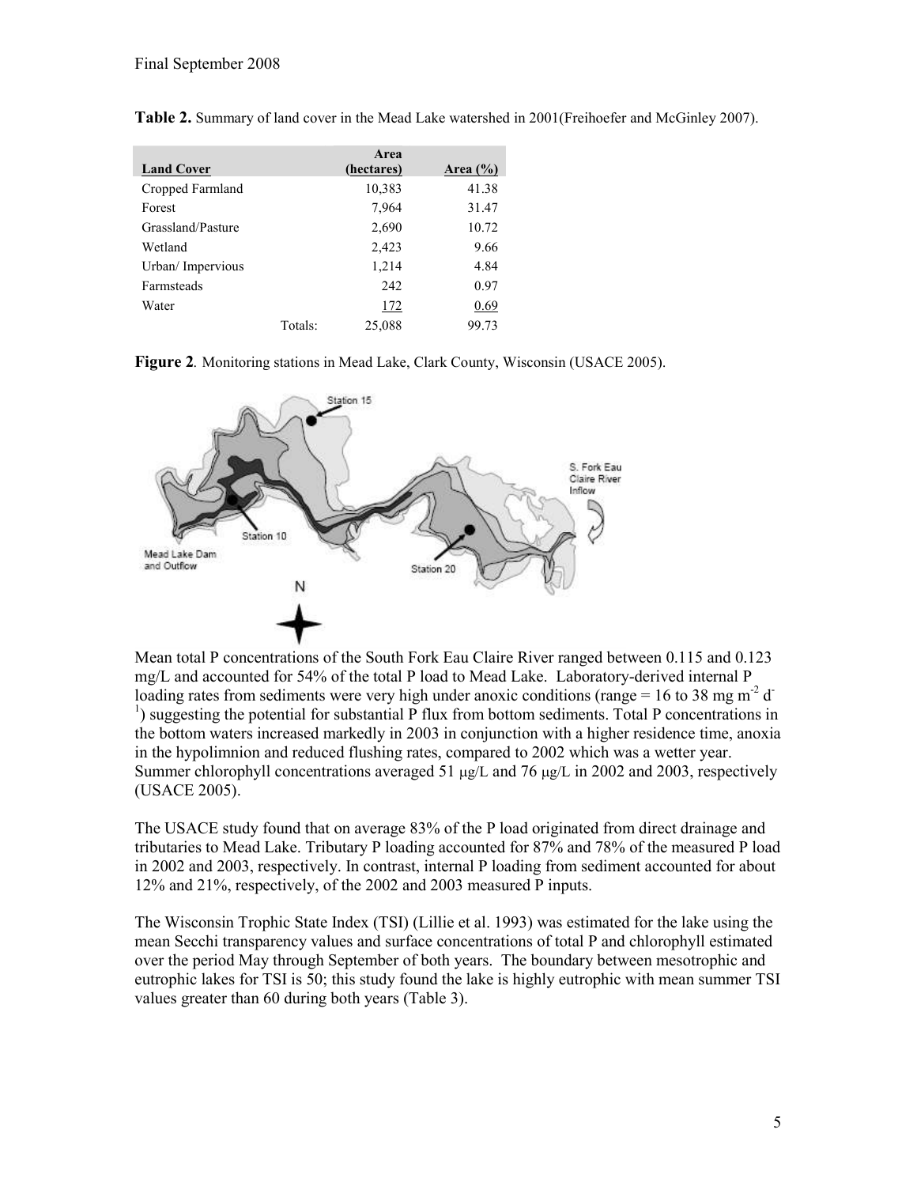**Table 2.** Summary of land cover in the Mead Lake watershed in 2001(Freihoefer and McGinley 2007).

| Land Cover | | Area (hectares) | Area (%) |
|---|---|---|---|
| Cropped Farmland | | 10,383 | 41.38 |
| Forest | | 7,964 | 31.47 |
| Grassland/Pasture | | 2,690 | 10.72 |
| Wetland | | 2,423 | 9.66 |
| Urban/ Impervious | | 1,214 | 4.84 |
| Farmsteads | | 242 | 0.97 |
| Water | | 172 | 0.69 |
| | Totals: | 25,088 | 99.73 |

**Figure 2**. Monitoring stations in Mead Lake, Clark County, Wisconsin (USACE 2005).

Mean total P concentrations of the South Fork Eau Claire River ranged between 0.115 and 0.123 mg/L and accounted for 54% of the total P load to Mead Lake. Laboratory-derived internal P loading rates from sediments were very high under anoxic conditions (range = 16 to 38 mg $m^{-2}$ $d^{-1}$) suggesting the potential for substantial P flux from bottom sediments. Total P concentrations in the bottom waters increased markedly in 2003 in conjunction with a higher residence time, anoxia in the hypolimnion and reduced flushing rates, compared to 2002 which was a wetter year. Summer chlorophyll concentrations averaged 51 μg/L and 76 μg/L in 2002 and 2003, respectively (USACE 2005).

The USACE study found that on average 83% of the P load originated from direct drainage and tributaries to Mead Lake. Tributary P loading accounted for 87% and 78% of the measured P load in 2002 and 2003, respectively. In contrast, internal P loading from sediment accounted for about 12% and 21%, respectively, of the 2002 and 2003 measured P inputs.

The Wisconsin Trophic State Index (TSI) (Lillie et al. 1993) was estimated for the lake using the mean Secchi transparency values and surface concentrations of total P and chlorophyll estimated over the period May through September of both years. The boundary between mesotrophic and eutrophic lakes for TSI is 50; this study found the lake is highly eutrophic with mean summer TSI values greater than 60 during both years (Table 3).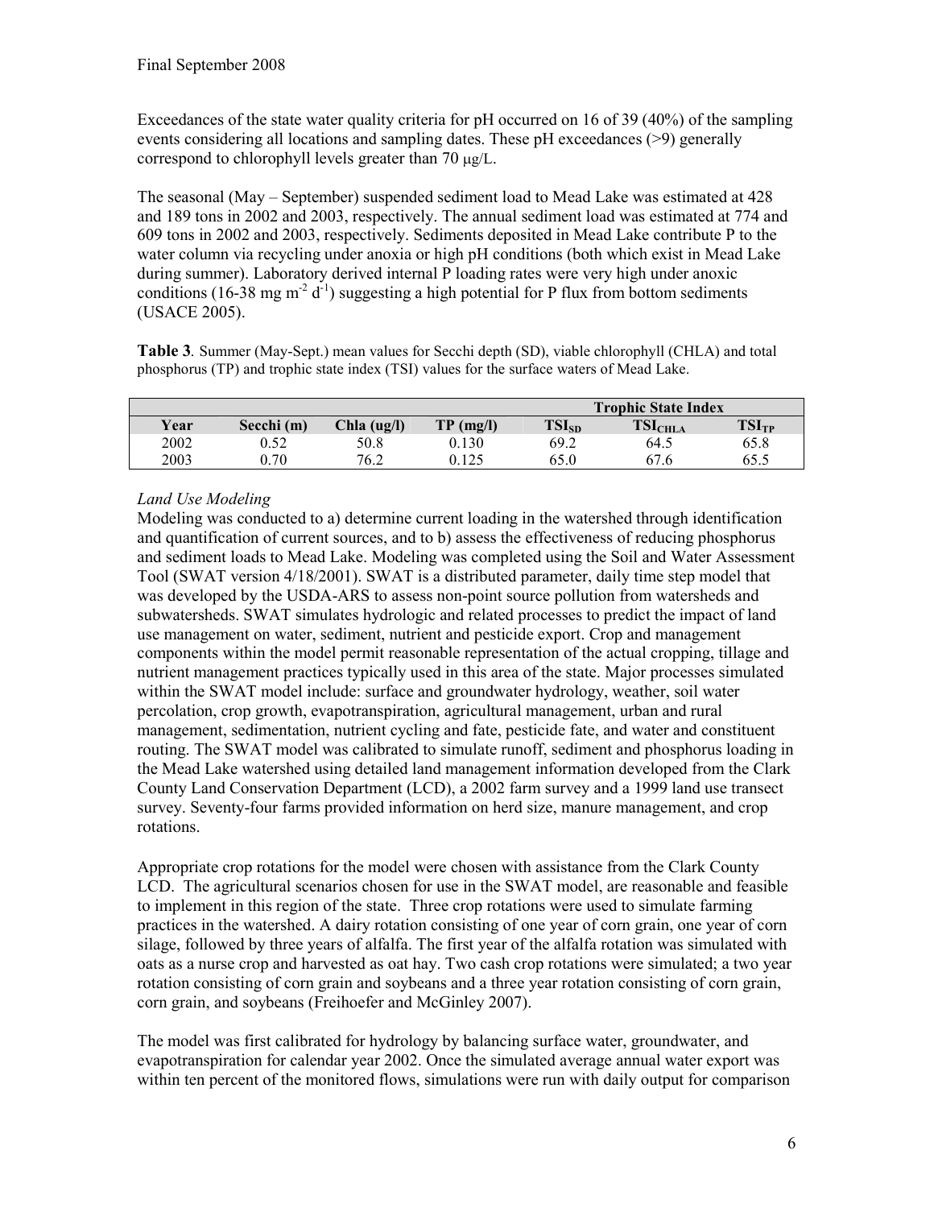Exceedances of the state water quality criteria for pH occurred on 16 of 39 (40%) of the sampling events considering all locations and sampling dates. These pH exceedances (>9) generally correspond to chlorophyll levels greater than 70 μg/L.

The seasonal (May – September) suspended sediment load to Mead Lake was estimated at 428 and 189 tons in 2002 and 2003, respectively. The annual sediment load was estimated at 774 and 609 tons in 2002 and 2003, respectively. Sediments deposited in Mead Lake contribute P to the water column via recycling under anoxia or high pH conditions (both which exist in Mead Lake during summer). Laboratory derived internal P loading rates were very high under anoxic conditions (16-38 mg $m^{-2}$ $d^{-1}$) suggesting a high potential for P flux from bottom sediments (USACE 2005).

**Table 3**. Summer (May-Sept.) mean values for Secchi depth (SD), viable chlorophyll (CHLA) and total phosphorus (TP) and trophic state index (TSI) values for the surface waters of Mead Lake.

| | | | | **Trophic State Index** | | |
|---|---|---|---|---|---|---|
| **Year** | **Secchi (m)** | **Chla (ug/l)** | **TP (mg/l)** | $TSI_{SD}$ | $TSI_{CHLA}$ | $TSI_{TP}$ |
| 2002 | 0.52 | 50.8 | 0.130 | 69.2 | 64.5 | 65.8 |
| 2003 | 0.70 | 76.2 | 0.125 | 65.0 | 67.6 | 65.5 |

*Land Use Modeling*

Modeling was conducted to a) determine current loading in the watershed through identification and quantification of current sources, and to b) assess the effectiveness of reducing phosphorus and sediment loads to Mead Lake. Modeling was completed using the Soil and Water Assessment Tool (SWAT version 4/18/2001). SWAT is a distributed parameter, daily time step model that was developed by the USDA-ARS to assess non-point source pollution from watersheds and subwatersheds. SWAT simulates hydrologic and related processes to predict the impact of land use management on water, sediment, nutrient and pesticide export. Crop and management components within the model permit reasonable representation of the actual cropping, tillage and nutrient management practices typically used in this area of the state. Major processes simulated within the SWAT model include: surface and groundwater hydrology, weather, soil water percolation, crop growth, evapotranspiration, agricultural management, urban and rural management, sedimentation, nutrient cycling and fate, pesticide fate, and water and constituent routing. The SWAT model was calibrated to simulate runoff, sediment and phosphorus loading in the Mead Lake watershed using detailed land management information developed from the Clark County Land Conservation Department (LCD), a 2002 farm survey and a 1999 land use transect survey. Seventy-four farms provided information on herd size, manure management, and crop rotations.

Appropriate crop rotations for the model were chosen with assistance from the Clark County LCD. The agricultural scenarios chosen for use in the SWAT model, are reasonable and feasible to implement in this region of the state. Three crop rotations were used to simulate farming practices in the watershed. A dairy rotation consisting of one year of corn grain, one year of corn silage, followed by three years of alfalfa. The first year of the alfalfa rotation was simulated with oats as a nurse crop and harvested as oat hay. Two cash crop rotations were simulated; a two year rotation consisting of corn grain and soybeans and a three year rotation consisting of corn grain, corn grain, and soybeans (Freihoefer and McGinley 2007).

The model was first calibrated for hydrology by balancing surface water, groundwater, and evapotranspiration for calendar year 2002. Once the simulated average annual water export was within ten percent of the monitored flows, simulations were run with daily output for comparison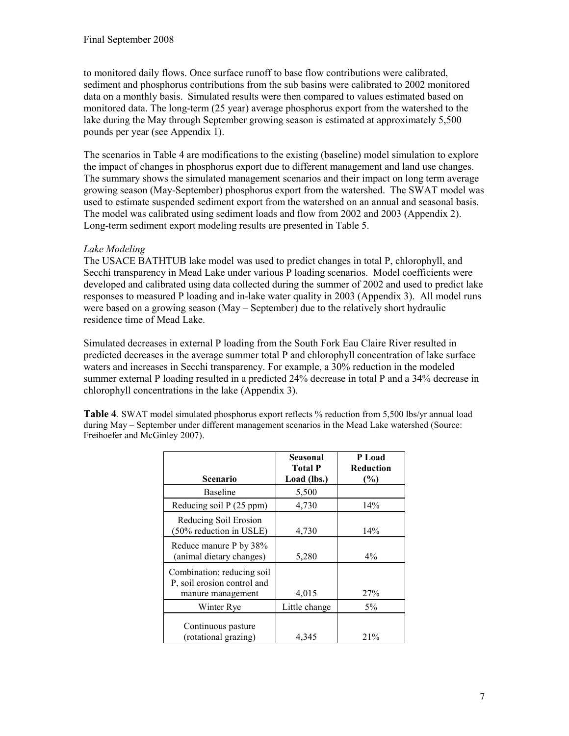to monitored daily flows. Once surface runoff to base flow contributions were calibrated, sediment and phosphorus contributions from the sub basins were calibrated to 2002 monitored data on a monthly basis. Simulated results were then compared to values estimated based on monitored data. The long-term (25 year) average phosphorus export from the watershed to the lake during the May through September growing season is estimated at approximately 5,500 pounds per year (see Appendix 1).

The scenarios in Table 4 are modifications to the existing (baseline) model simulation to explore the impact of changes in phosphorus export due to different management and land use changes. The summary shows the simulated management scenarios and their impact on long term average growing season (May-September) phosphorus export from the watershed. The SWAT model was used to estimate suspended sediment export from the watershed on an annual and seasonal basis. The model was calibrated using sediment loads and flow from 2002 and 2003 (Appendix 2). Long-term sediment export modeling results are presented in Table 5.

*Lake Modeling*

The USACE BATHTUB lake model was used to predict changes in total P, chlorophyll, and Secchi transparency in Mead Lake under various P loading scenarios. Model coefficients were developed and calibrated using data collected during the summer of 2002 and used to predict lake responses to measured P loading and in-lake water quality in 2003 (Appendix 3). All model runs were based on a growing season (May – September) due to the relatively short hydraulic residence time of Mead Lake.

Simulated decreases in external P loading from the South Fork Eau Claire River resulted in predicted decreases in the average summer total P and chlorophyll concentration of lake surface waters and increases in Secchi transparency. For example, a 30% reduction in the modeled summer external P loading resulted in a predicted 24% decrease in total P and a 34% decrease in chlorophyll concentrations in the lake (Appendix 3).

**Table 4**. SWAT model simulated phosphorus export reflects % reduction from 5,500 lbs/yr annual load during May – September under different management scenarios in the Mead Lake watershed (Source: Freihoefer and McGinley 2007).

| Scenario | Seasonal Total P Load (lbs.) | P Load Reduction (%) |
|---|---|---|
| Baseline | 5,500 | |
| Reducing soil P (25 ppm) | 4,730 | 14% |
| Reducing Soil Erosion (50% reduction in USLE) | 4,730 | 14% |
| Reduce manure P by 38% (animal dietary changes) | 5,280 | 4% |
| Combination: reducing soil P, soil erosion control and manure management | 4,015 | 27% |
| Winter Rye | Little change | 5% |
| Continuous pasture (rotational grazing) | 4,345 | 21% |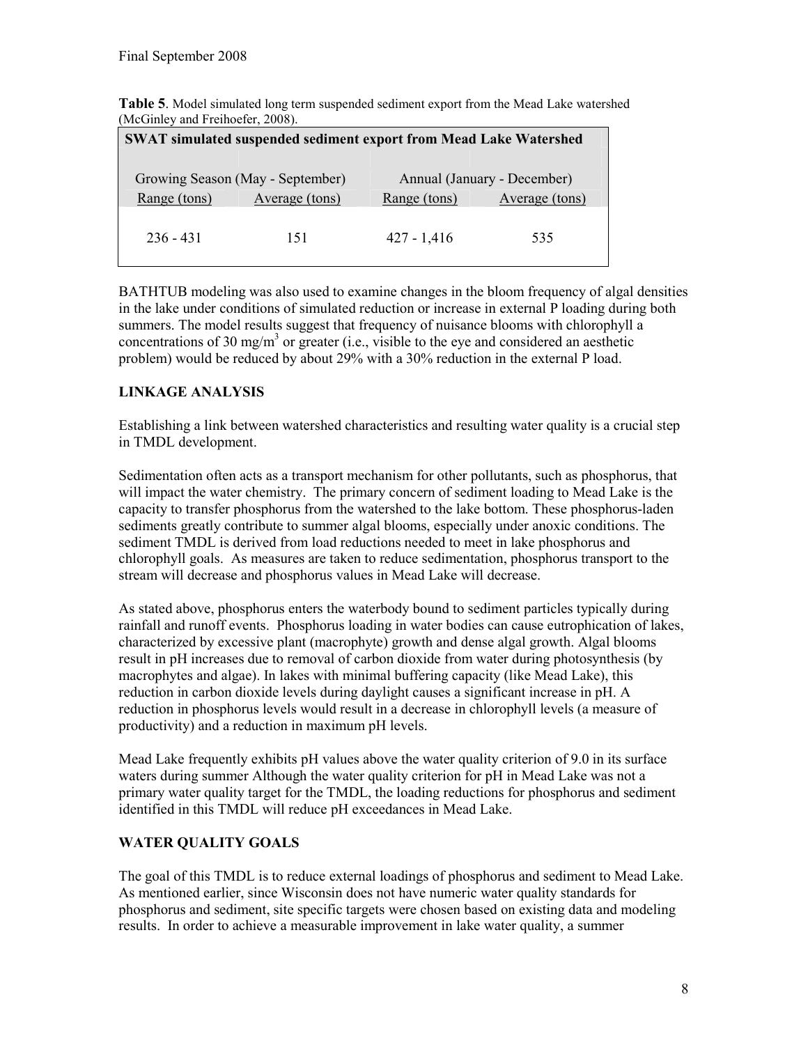**Table 5**. Model simulated long term suspended sediment export from the Mead Lake watershed (McGinley and Freihoefer, 2008).

| SWAT simulated suspended sediment export from Mead Lake Watershed | | | |
|---|---|---|---|
| Growing Season (May - September) | | Annual (January - December) | |
| Range (tons) | Average (tons) | Range (tons) | Average (tons) |
| 236 - 431 | 151 | 427 - 1,416 | 535 |

BATHTUB modeling was also used to examine changes in the bloom frequency of algal densities in the lake under conditions of simulated reduction or increase in external P loading during both summers. The model results suggest that frequency of nuisance blooms with chlorophyll a concentrations of 30 mg/m$^3$ or greater (i.e., visible to the eye and considered an aesthetic problem) would be reduced by about 29% with a 30% reduction in the external P load.

## LINKAGE ANALYSIS

Establishing a link between watershed characteristics and resulting water quality is a crucial step in TMDL development.

Sedimentation often acts as a transport mechanism for other pollutants, such as phosphorus, that will impact the water chemistry. The primary concern of sediment loading to Mead Lake is the capacity to transfer phosphorus from the watershed to the lake bottom. These phosphorus-laden sediments greatly contribute to summer algal blooms, especially under anoxic conditions. The sediment TMDL is derived from load reductions needed to meet in lake phosphorus and chlorophyll goals. As measures are taken to reduce sedimentation, phosphorus transport to the stream will decrease and phosphorus values in Mead Lake will decrease.

As stated above, phosphorus enters the waterbody bound to sediment particles typically during rainfall and runoff events. Phosphorus loading in water bodies can cause eutrophication of lakes, characterized by excessive plant (macrophyte) growth and dense algal growth. Algal blooms result in pH increases due to removal of carbon dioxide from water during photosynthesis (by macrophytes and algae). In lakes with minimal buffering capacity (like Mead Lake), this reduction in carbon dioxide levels during daylight causes a significant increase in pH. A reduction in phosphorus levels would result in a decrease in chlorophyll levels (a measure of productivity) and a reduction in maximum pH levels.

Mead Lake frequently exhibits pH values above the water quality criterion of 9.0 in its surface waters during summer Although the water quality criterion for pH in Mead Lake was not a primary water quality target for the TMDL, the loading reductions for phosphorus and sediment identified in this TMDL will reduce pH exceedances in Mead Lake.

## WATER QUALITY GOALS

The goal of this TMDL is to reduce external loadings of phosphorus and sediment to Mead Lake. As mentioned earlier, since Wisconsin does not have numeric water quality standards for phosphorus and sediment, site specific targets were chosen based on existing data and modeling results. In order to achieve a measurable improvement in lake water quality, a summer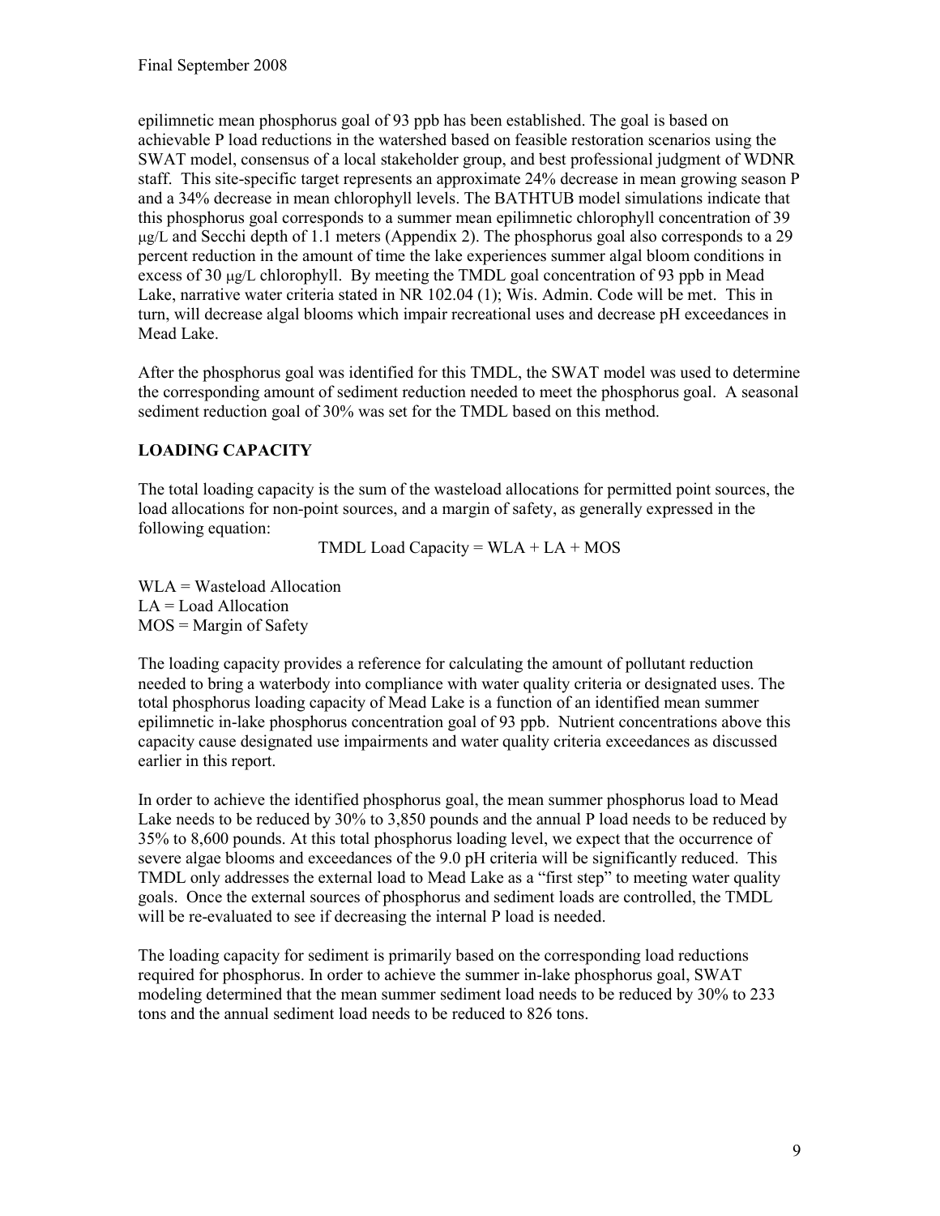epilimnetic mean phosphorus goal of 93 ppb has been established. The goal is based on achievable P load reductions in the watershed based on feasible restoration scenarios using the SWAT model, consensus of a local stakeholder group, and best professional judgment of WDNR staff. This site-specific target represents an approximate 24% decrease in mean growing season P and a 34% decrease in mean chlorophyll levels. The BATHTUB model simulations indicate that this phosphorus goal corresponds to a summer mean epilimnetic chlorophyll concentration of 39 μg/L and Secchi depth of 1.1 meters (Appendix 2). The phosphorus goal also corresponds to a 29 percent reduction in the amount of time the lake experiences summer algal bloom conditions in excess of 30 μg/L chlorophyll. By meeting the TMDL goal concentration of 93 ppb in Mead Lake, narrative water criteria stated in NR 102.04 (1); Wis. Admin. Code will be met. This in turn, will decrease algal blooms which impair recreational uses and decrease pH exceedances in Mead Lake.

After the phosphorus goal was identified for this TMDL, the SWAT model was used to determine the corresponding amount of sediment reduction needed to meet the phosphorus goal. A seasonal sediment reduction goal of 30% was set for the TMDL based on this method.

## LOADING CAPACITY

The total loading capacity is the sum of the wasteload allocations for permitted point sources, the load allocations for non-point sources, and a margin of safety, as generally expressed in the following equation:

$$\text{TMDL Load Capacity} = \text{WLA} + \text{LA} + \text{MOS}$$

WLA = Wasteload Allocation
LA = Load Allocation
MOS = Margin of Safety

The loading capacity provides a reference for calculating the amount of pollutant reduction needed to bring a waterbody into compliance with water quality criteria or designated uses. The total phosphorus loading capacity of Mead Lake is a function of an identified mean summer epilimnetic in-lake phosphorus concentration goal of 93 ppb. Nutrient concentrations above this capacity cause designated use impairments and water quality criteria exceedances as discussed earlier in this report.

In order to achieve the identified phosphorus goal, the mean summer phosphorus load to Mead Lake needs to be reduced by 30% to 3,850 pounds and the annual P load needs to be reduced by 35% to 8,600 pounds. At this total phosphorus loading level, we expect that the occurrence of severe algae blooms and exceedances of the 9.0 pH criteria will be significantly reduced. This TMDL only addresses the external load to Mead Lake as a "first step" to meeting water quality goals. Once the external sources of phosphorus and sediment loads are controlled, the TMDL will be re-evaluated to see if decreasing the internal P load is needed.

The loading capacity for sediment is primarily based on the corresponding load reductions required for phosphorus. In order to achieve the summer in-lake phosphorus goal, SWAT modeling determined that the mean summer sediment load needs to be reduced by 30% to 233 tons and the annual sediment load needs to be reduced to 826 tons.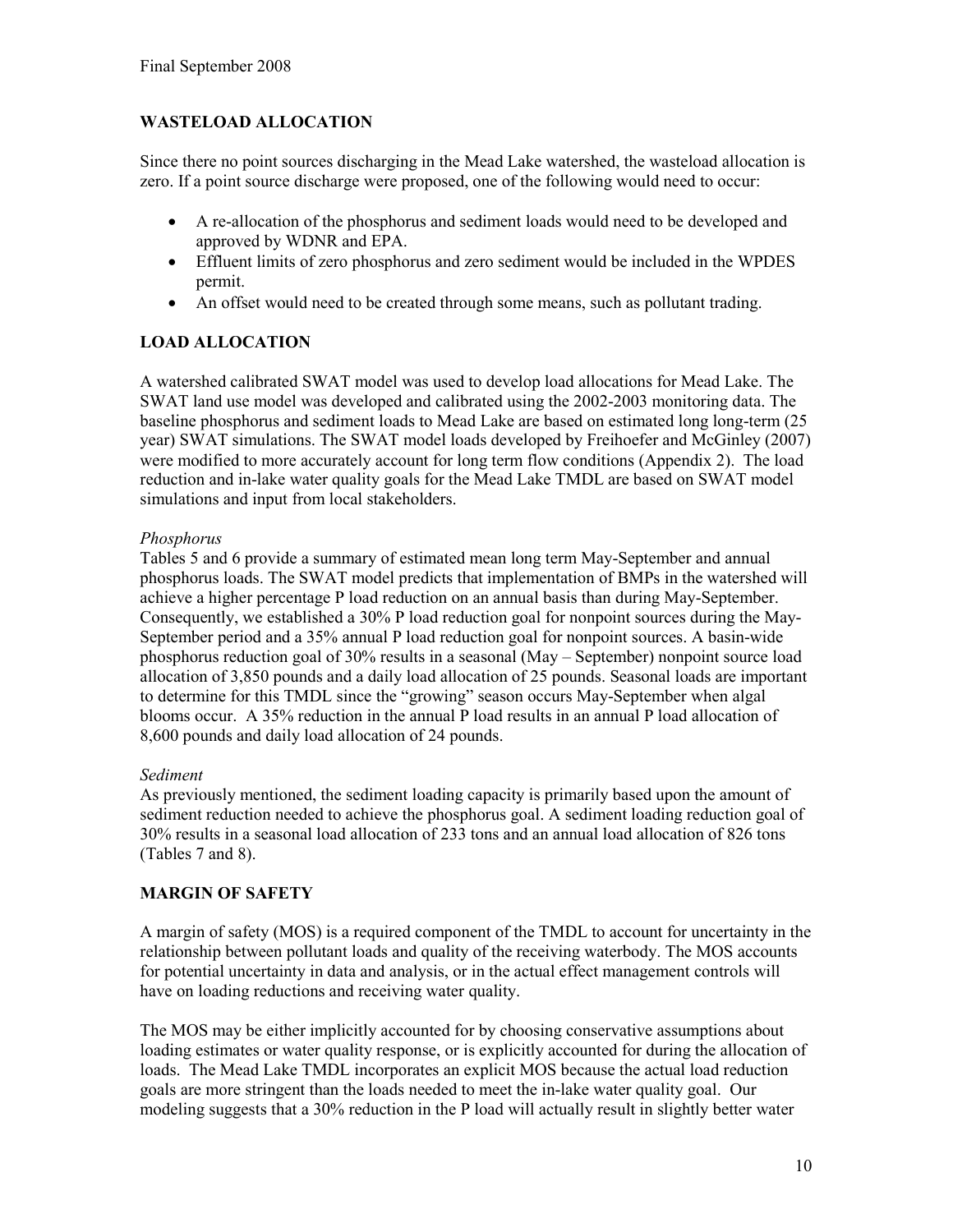## WASTELOAD ALLOCATION

Since there no point sources discharging in the Mead Lake watershed, the wasteload allocation is zero. If a point source discharge were proposed, one of the following would need to occur:

- A re-allocation of the phosphorus and sediment loads would need to be developed and approved by WDNR and EPA.
- Effluent limits of zero phosphorus and zero sediment would be included in the WPDES permit.
- An offset would need to be created through some means, such as pollutant trading.

## LOAD ALLOCATION

A watershed calibrated SWAT model was used to develop load allocations for Mead Lake. The SWAT land use model was developed and calibrated using the 2002-2003 monitoring data. The baseline phosphorus and sediment loads to Mead Lake are based on estimated long long-term (25 year) SWAT simulations. The SWAT model loads developed by Freihoefer and McGinley (2007) were modified to more accurately account for long term flow conditions (Appendix 2). The load reduction and in-lake water quality goals for the Mead Lake TMDL are based on SWAT model simulations and input from local stakeholders.

*Phosphorus*

Tables 5 and 6 provide a summary of estimated mean long term May-September and annual phosphorus loads. The SWAT model predicts that implementation of BMPs in the watershed will achieve a higher percentage P load reduction on an annual basis than during May-September. Consequently, we established a 30% P load reduction goal for nonpoint sources during the May-September period and a 35% annual P load reduction goal for nonpoint sources. A basin-wide phosphorus reduction goal of 30% results in a seasonal (May – September) nonpoint source load allocation of 3,850 pounds and a daily load allocation of 25 pounds. Seasonal loads are important to determine for this TMDL since the "growing" season occurs May-September when algal blooms occur. A 35% reduction in the annual P load results in an annual P load allocation of 8,600 pounds and daily load allocation of 24 pounds.

*Sediment*

As previously mentioned, the sediment loading capacity is primarily based upon the amount of sediment reduction needed to achieve the phosphorus goal. A sediment loading reduction goal of 30% results in a seasonal load allocation of 233 tons and an annual load allocation of 826 tons (Tables 7 and 8).

## MARGIN OF SAFETY

A margin of safety (MOS) is a required component of the TMDL to account for uncertainty in the relationship between pollutant loads and quality of the receiving waterbody. The MOS accounts for potential uncertainty in data and analysis, or in the actual effect management controls will have on loading reductions and receiving water quality.

The MOS may be either implicitly accounted for by choosing conservative assumptions about loading estimates or water quality response, or is explicitly accounted for during the allocation of loads. The Mead Lake TMDL incorporates an explicit MOS because the actual load reduction goals are more stringent than the loads needed to meet the in-lake water quality goal. Our modeling suggests that a 30% reduction in the P load will actually result in slightly better water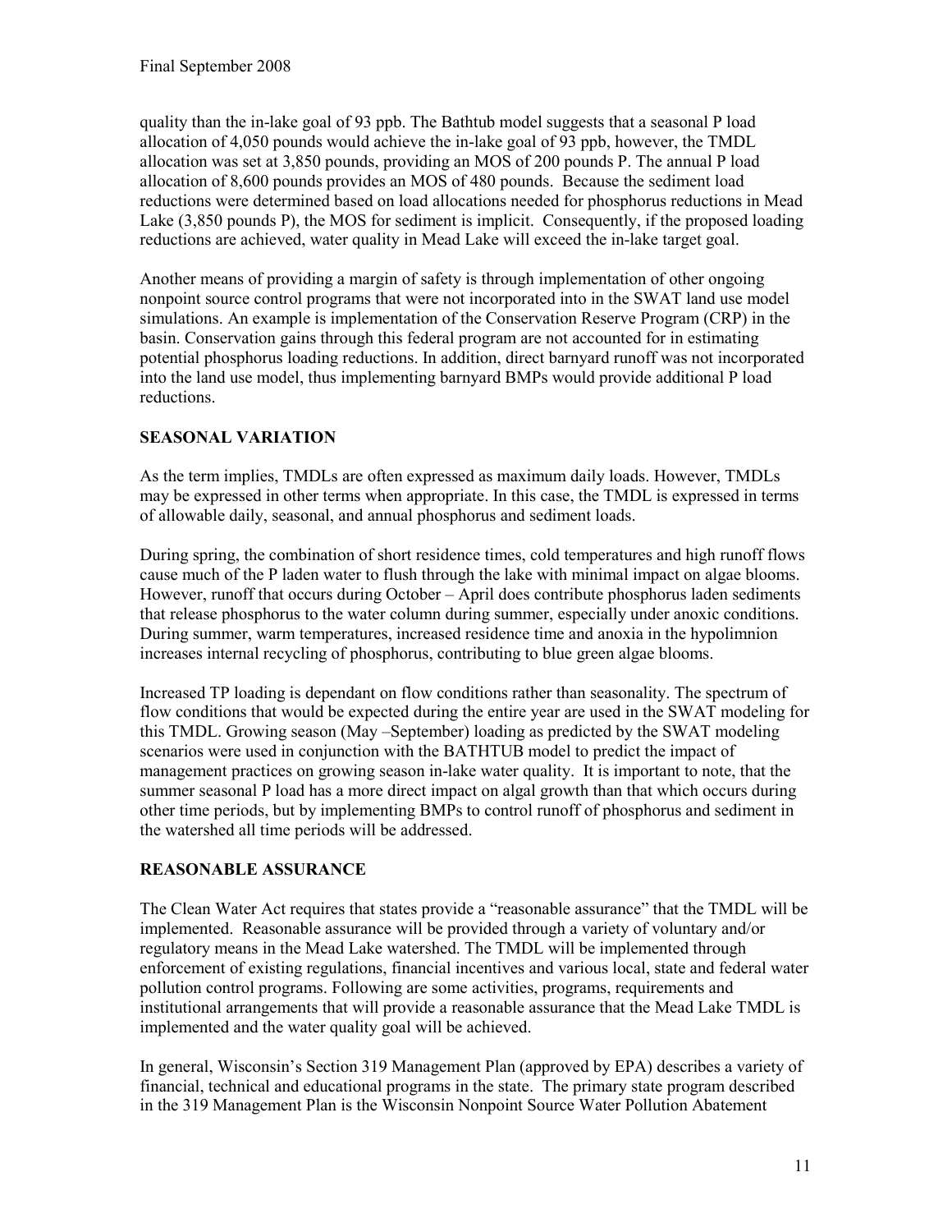quality than the in-lake goal of 93 ppb. The Bathtub model suggests that a seasonal P load allocation of 4,050 pounds would achieve the in-lake goal of 93 ppb, however, the TMDL allocation was set at 3,850 pounds, providing an MOS of 200 pounds P. The annual P load allocation of 8,600 pounds provides an MOS of 480 pounds. Because the sediment load reductions were determined based on load allocations needed for phosphorus reductions in Mead Lake (3,850 pounds P), the MOS for sediment is implicit. Consequently, if the proposed loading reductions are achieved, water quality in Mead Lake will exceed the in-lake target goal.

Another means of providing a margin of safety is through implementation of other ongoing nonpoint source control programs that were not incorporated into in the SWAT land use model simulations. An example is implementation of the Conservation Reserve Program (CRP) in the basin. Conservation gains through this federal program are not accounted for in estimating potential phosphorus loading reductions. In addition, direct barnyard runoff was not incorporated into the land use model, thus implementing barnyard BMPs would provide additional P load reductions.

## SEASONAL VARIATION

As the term implies, TMDLs are often expressed as maximum daily loads. However, TMDLs may be expressed in other terms when appropriate. In this case, the TMDL is expressed in terms of allowable daily, seasonal, and annual phosphorus and sediment loads.

During spring, the combination of short residence times, cold temperatures and high runoff flows cause much of the P laden water to flush through the lake with minimal impact on algae blooms. However, runoff that occurs during October – April does contribute phosphorus laden sediments that release phosphorus to the water column during summer, especially under anoxic conditions. During summer, warm temperatures, increased residence time and anoxia in the hypolimnion increases internal recycling of phosphorus, contributing to blue green algae blooms.

Increased TP loading is dependant on flow conditions rather than seasonality. The spectrum of flow conditions that would be expected during the entire year are used in the SWAT modeling for this TMDL. Growing season (May –September) loading as predicted by the SWAT modeling scenarios were used in conjunction with the BATHTUB model to predict the impact of management practices on growing season in-lake water quality. It is important to note, that the summer seasonal P load has a more direct impact on algal growth than that which occurs during other time periods, but by implementing BMPs to control runoff of phosphorus and sediment in the watershed all time periods will be addressed.

## REASONABLE ASSURANCE

The Clean Water Act requires that states provide a "reasonable assurance" that the TMDL will be implemented. Reasonable assurance will be provided through a variety of voluntary and/or regulatory means in the Mead Lake watershed. The TMDL will be implemented through enforcement of existing regulations, financial incentives and various local, state and federal water pollution control programs. Following are some activities, programs, requirements and institutional arrangements that will provide a reasonable assurance that the Mead Lake TMDL is implemented and the water quality goal will be achieved.

In general, Wisconsin's Section 319 Management Plan (approved by EPA) describes a variety of financial, technical and educational programs in the state. The primary state program described in the 319 Management Plan is the Wisconsin Nonpoint Source Water Pollution Abatement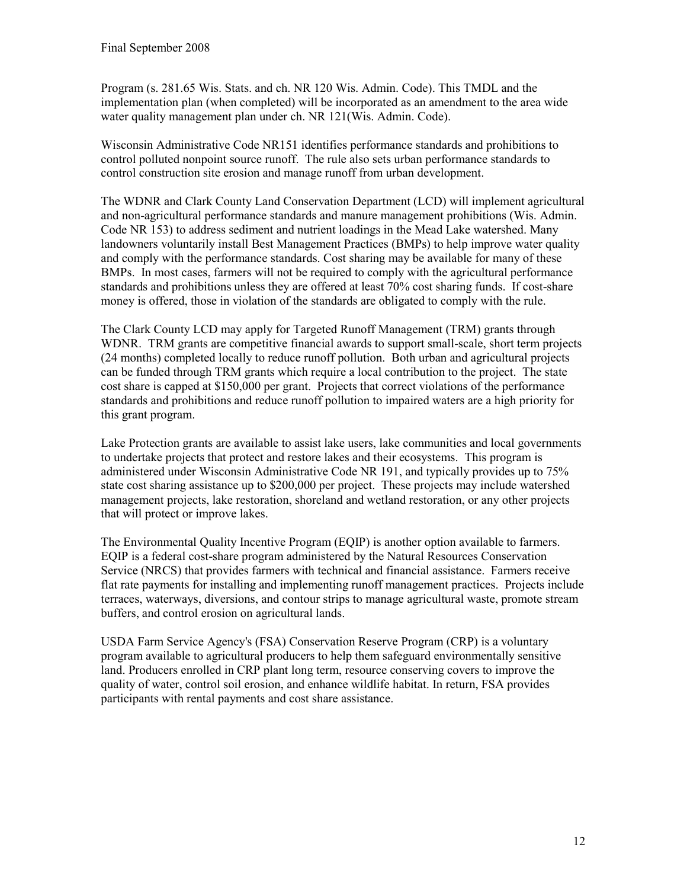Program (s. 281.65 Wis. Stats. and ch. NR 120 Wis. Admin. Code). This TMDL and the implementation plan (when completed) will be incorporated as an amendment to the area wide water quality management plan under ch. NR 121(Wis. Admin. Code).

Wisconsin Administrative Code NR151 identifies performance standards and prohibitions to control polluted nonpoint source runoff. The rule also sets urban performance standards to control construction site erosion and manage runoff from urban development.

The WDNR and Clark County Land Conservation Department (LCD) will implement agricultural and non-agricultural performance standards and manure management prohibitions (Wis. Admin. Code NR 153) to address sediment and nutrient loadings in the Mead Lake watershed. Many landowners voluntarily install Best Management Practices (BMPs) to help improve water quality and comply with the performance standards. Cost sharing may be available for many of these BMPs. In most cases, farmers will not be required to comply with the agricultural performance standards and prohibitions unless they are offered at least 70% cost sharing funds. If cost-share money is offered, those in violation of the standards are obligated to comply with the rule.

The Clark County LCD may apply for Targeted Runoff Management (TRM) grants through WDNR. TRM grants are competitive financial awards to support small-scale, short term projects (24 months) completed locally to reduce runoff pollution. Both urban and agricultural projects can be funded through TRM grants which require a local contribution to the project. The state cost share is capped at $150,000 per grant. Projects that correct violations of the performance standards and prohibitions and reduce runoff pollution to impaired waters are a high priority for this grant program.

Lake Protection grants are available to assist lake users, lake communities and local governments to undertake projects that protect and restore lakes and their ecosystems. This program is administered under Wisconsin Administrative Code NR 191, and typically provides up to 75% state cost sharing assistance up to $200,000 per project. These projects may include watershed management projects, lake restoration, shoreland and wetland restoration, or any other projects that will protect or improve lakes.

The Environmental Quality Incentive Program (EQIP) is another option available to farmers. EQIP is a federal cost-share program administered by the Natural Resources Conservation Service (NRCS) that provides farmers with technical and financial assistance. Farmers receive flat rate payments for installing and implementing runoff management practices. Projects include terraces, waterways, diversions, and contour strips to manage agricultural waste, promote stream buffers, and control erosion on agricultural lands.

USDA Farm Service Agency's (FSA) Conservation Reserve Program (CRP) is a voluntary program available to agricultural producers to help them safeguard environmentally sensitive land. Producers enrolled in CRP plant long term, resource conserving covers to improve the quality of water, control soil erosion, and enhance wildlife habitat. In return, FSA provides participants with rental payments and cost share assistance.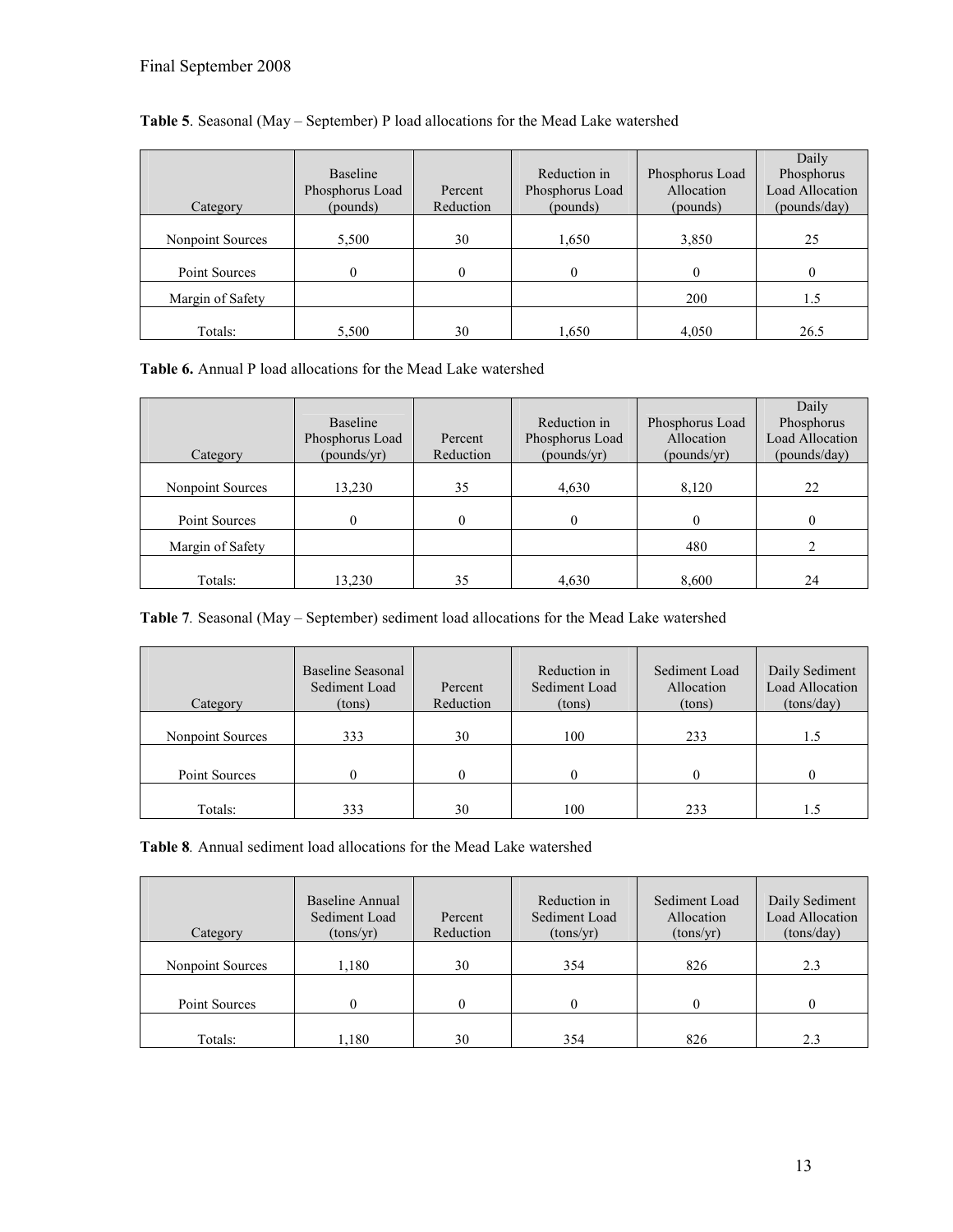**Table 5**. Seasonal (May – September) P load allocations for the Mead Lake watershed

| Category | Baseline Phosphorus Load (pounds) | Percent Reduction | Reduction in Phosphorus Load (pounds) | Phosphorus Load Allocation (pounds) | Daily Phosphorus Load Allocation (pounds/day) |
|---|---|---|---|---|---|
| Nonpoint Sources | 5,500 | 30 | 1,650 | 3,850 | 25 |
| Point Sources | 0 | 0 | 0 | 0 | 0 |
| Margin of Safety | | | | 200 | 1.5 |
| Totals: | 5,500 | 30 | 1,650 | 4,050 | 26.5 |

**Table 6.** Annual P load allocations for the Mead Lake watershed

| Category | Baseline Phosphorus Load (pounds/yr) | Percent Reduction | Reduction in Phosphorus Load (pounds/yr) | Phosphorus Load Allocation (pounds/yr) | Daily Phosphorus Load Allocation (pounds/day) |
|---|---|---|---|---|---|
| Nonpoint Sources | 13,230 | 35 | 4,630 | 8,120 | 22 |
| Point Sources | 0 | 0 | 0 | 0 | 0 |
| Margin of Safety | | | | 480 | 2 |
| Totals: | 13,230 | 35 | 4,630 | 8,600 | 24 |

**Table 7**. Seasonal (May – September) sediment load allocations for the Mead Lake watershed

| Category | Baseline Seasonal Sediment Load (tons) | Percent Reduction | Reduction in Sediment Load (tons) | Sediment Load Allocation (tons) | Daily Sediment Load Allocation (tons/day) |
|---|---|---|---|---|---|
| Nonpoint Sources | 333 | 30 | 100 | 233 | 1.5 |
| Point Sources | 0 | 0 | 0 | 0 | 0 |
| Totals: | 333 | 30 | 100 | 233 | 1.5 |

**Table 8**. Annual sediment load allocations for the Mead Lake watershed

| Category | Baseline Annual Sediment Load (tons/yr) | Percent Reduction | Reduction in Sediment Load (tons/yr) | Sediment Load Allocation (tons/yr) | Daily Sediment Load Allocation (tons/day) |
|---|---|---|---|---|---|
| Nonpoint Sources | 1,180 | 30 | 354 | 826 | 2.3 |
| Point Sources | 0 | 0 | 0 | 0 | 0 |
| Totals: | 1,180 | 30 | 354 | 826 | 2.3 |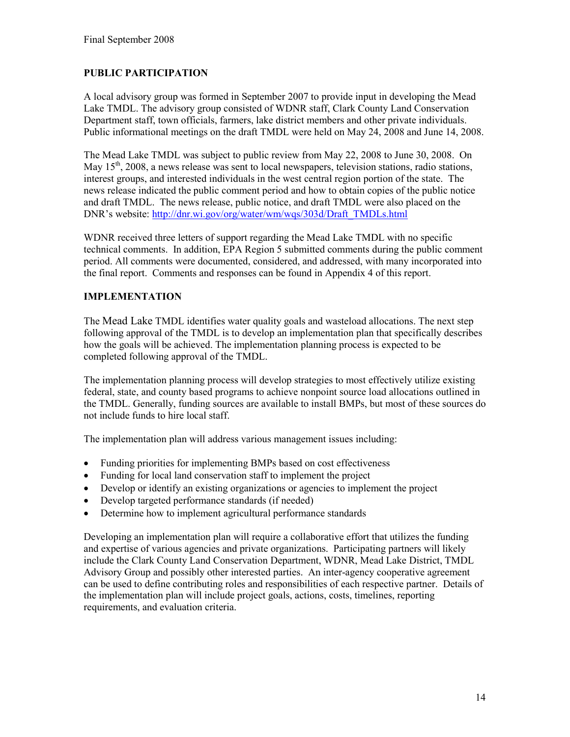## PUBLIC PARTICIPATION

A local advisory group was formed in September 2007 to provide input in developing the Mead Lake TMDL. The advisory group consisted of WDNR staff, Clark County Land Conservation Department staff, town officials, farmers, lake district members and other private individuals. Public informational meetings on the draft TMDL were held on May 24, 2008 and June 14, 2008.

The Mead Lake TMDL was subject to public review from May 22, 2008 to June 30, 2008. On May 15th, 2008, a news release was sent to local newspapers, television stations, radio stations, interest groups, and interested individuals in the west central region portion of the state. The news release indicated the public comment period and how to obtain copies of the public notice and draft TMDL. The news release, public notice, and draft TMDL were also placed on the DNR's website: http://dnr.wi.gov/org/water/wm/wqs/303d/Draft_TMDLs.html

WDNR received three letters of support regarding the Mead Lake TMDL with no specific technical comments. In addition, EPA Region 5 submitted comments during the public comment period. All comments were documented, considered, and addressed, with many incorporated into the final report. Comments and responses can be found in Appendix 4 of this report.

## IMPLEMENTATION

The Mead Lake TMDL identifies water quality goals and wasteload allocations. The next step following approval of the TMDL is to develop an implementation plan that specifically describes how the goals will be achieved. The implementation planning process is expected to be completed following approval of the TMDL.

The implementation planning process will develop strategies to most effectively utilize existing federal, state, and county based programs to achieve nonpoint source load allocations outlined in the TMDL. Generally, funding sources are available to install BMPs, but most of these sources do not include funds to hire local staff.

The implementation plan will address various management issues including:

- Funding priorities for implementing BMPs based on cost effectiveness
- Funding for local land conservation staff to implement the project
- Develop or identify an existing organizations or agencies to implement the project
- Develop targeted performance standards (if needed)
- Determine how to implement agricultural performance standards

Developing an implementation plan will require a collaborative effort that utilizes the funding and expertise of various agencies and private organizations. Participating partners will likely include the Clark County Land Conservation Department, WDNR, Mead Lake District, TMDL Advisory Group and possibly other interested parties. An inter-agency cooperative agreement can be used to define contributing roles and responsibilities of each respective partner. Details of the implementation plan will include project goals, actions, costs, timelines, reporting requirements, and evaluation criteria.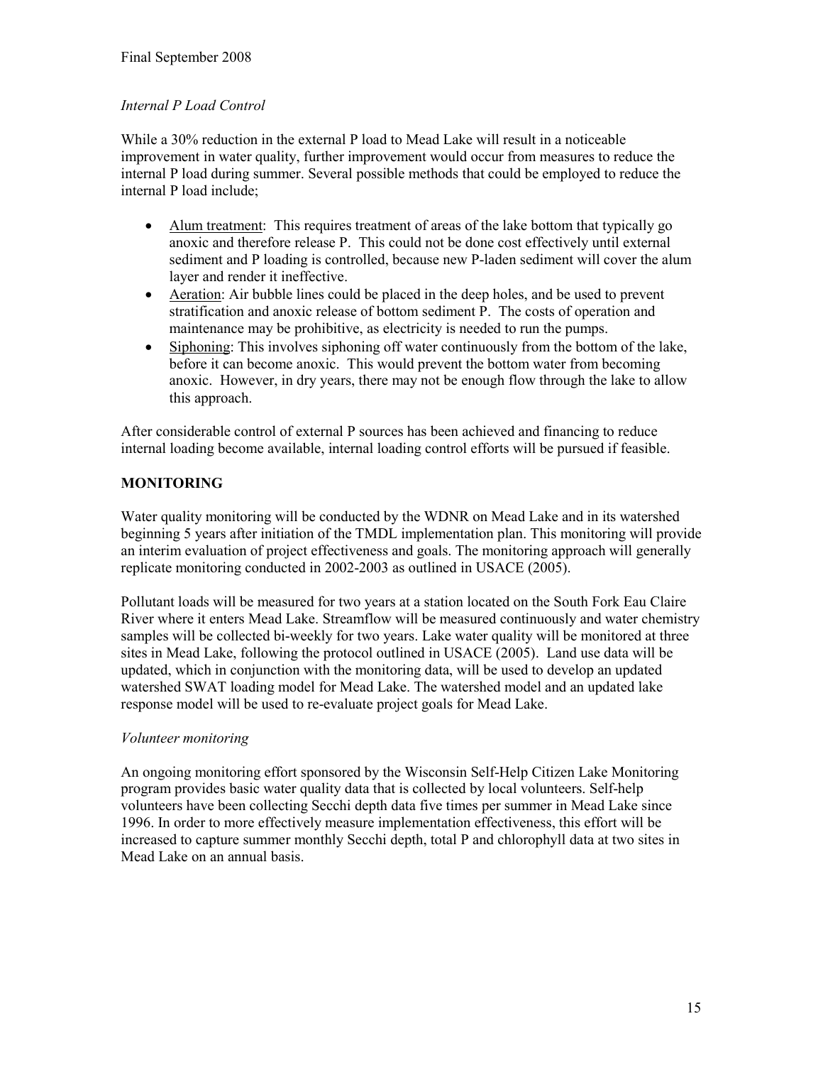*Internal P Load Control*

While a 30% reduction in the external P load to Mead Lake will result in a noticeable improvement in water quality, further improvement would occur from measures to reduce the internal P load during summer. Several possible methods that could be employed to reduce the internal P load include;

- Alum treatment: This requires treatment of areas of the lake bottom that typically go anoxic and therefore release P. This could not be done cost effectively until external sediment and P loading is controlled, because new P-laden sediment will cover the alum layer and render it ineffective.
- Aeration: Air bubble lines could be placed in the deep holes, and be used to prevent stratification and anoxic release of bottom sediment P. The costs of operation and maintenance may be prohibitive, as electricity is needed to run the pumps.
- Siphoning: This involves siphoning off water continuously from the bottom of the lake, before it can become anoxic. This would prevent the bottom water from becoming anoxic. However, in dry years, there may not be enough flow through the lake to allow this approach.

After considerable control of external P sources has been achieved and financing to reduce internal loading become available, internal loading control efforts will be pursued if feasible.

## MONITORING

Water quality monitoring will be conducted by the WDNR on Mead Lake and in its watershed beginning 5 years after initiation of the TMDL implementation plan. This monitoring will provide an interim evaluation of project effectiveness and goals. The monitoring approach will generally replicate monitoring conducted in 2002-2003 as outlined in USACE (2005).

Pollutant loads will be measured for two years at a station located on the South Fork Eau Claire River where it enters Mead Lake. Streamflow will be measured continuously and water chemistry samples will be collected bi-weekly for two years. Lake water quality will be monitored at three sites in Mead Lake, following the protocol outlined in USACE (2005). Land use data will be updated, which in conjunction with the monitoring data, will be used to develop an updated watershed SWAT loading model for Mead Lake. The watershed model and an updated lake response model will be used to re-evaluate project goals for Mead Lake.

*Volunteer monitoring*

An ongoing monitoring effort sponsored by the Wisconsin Self-Help Citizen Lake Monitoring program provides basic water quality data that is collected by local volunteers. Self-help volunteers have been collecting Secchi depth data five times per summer in Mead Lake since 1996. In order to more effectively measure implementation effectiveness, this effort will be increased to capture summer monthly Secchi depth, total P and chlorophyll data at two sites in Mead Lake on an annual basis.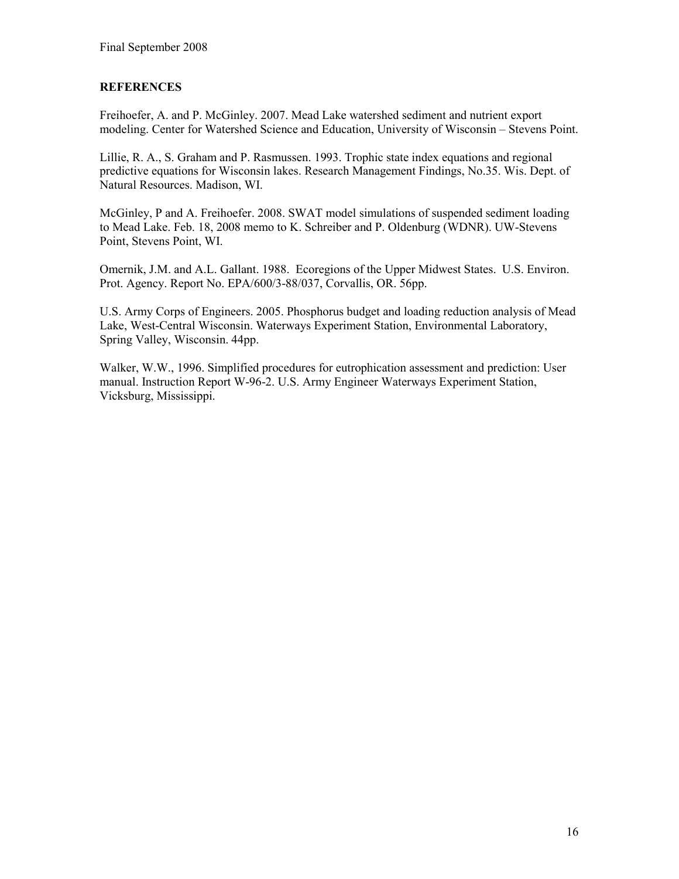## REFERENCES

Freihoefer, A. and P. McGinley. 2007. Mead Lake watershed sediment and nutrient export modeling. Center for Watershed Science and Education, University of Wisconsin – Stevens Point.

Lillie, R. A., S. Graham and P. Rasmussen. 1993. Trophic state index equations and regional predictive equations for Wisconsin lakes. Research Management Findings, No.35. Wis. Dept. of Natural Resources. Madison, WI.

McGinley, P and A. Freihoefer. 2008. SWAT model simulations of suspended sediment loading to Mead Lake. Feb. 18, 2008 memo to K. Schreiber and P. Oldenburg (WDNR). UW-Stevens Point, Stevens Point, WI.

Omernik, J.M. and A.L. Gallant. 1988. Ecoregions of the Upper Midwest States. U.S. Environ. Prot. Agency. Report No. EPA/600/3-88/037, Corvallis, OR. 56pp.

U.S. Army Corps of Engineers. 2005. Phosphorus budget and loading reduction analysis of Mead Lake, West-Central Wisconsin. Waterways Experiment Station, Environmental Laboratory, Spring Valley, Wisconsin. 44pp.

Walker, W.W., 1996. Simplified procedures for eutrophication assessment and prediction: User manual. Instruction Report W-96-2. U.S. Army Engineer Waterways Experiment Station, Vicksburg, Mississippi.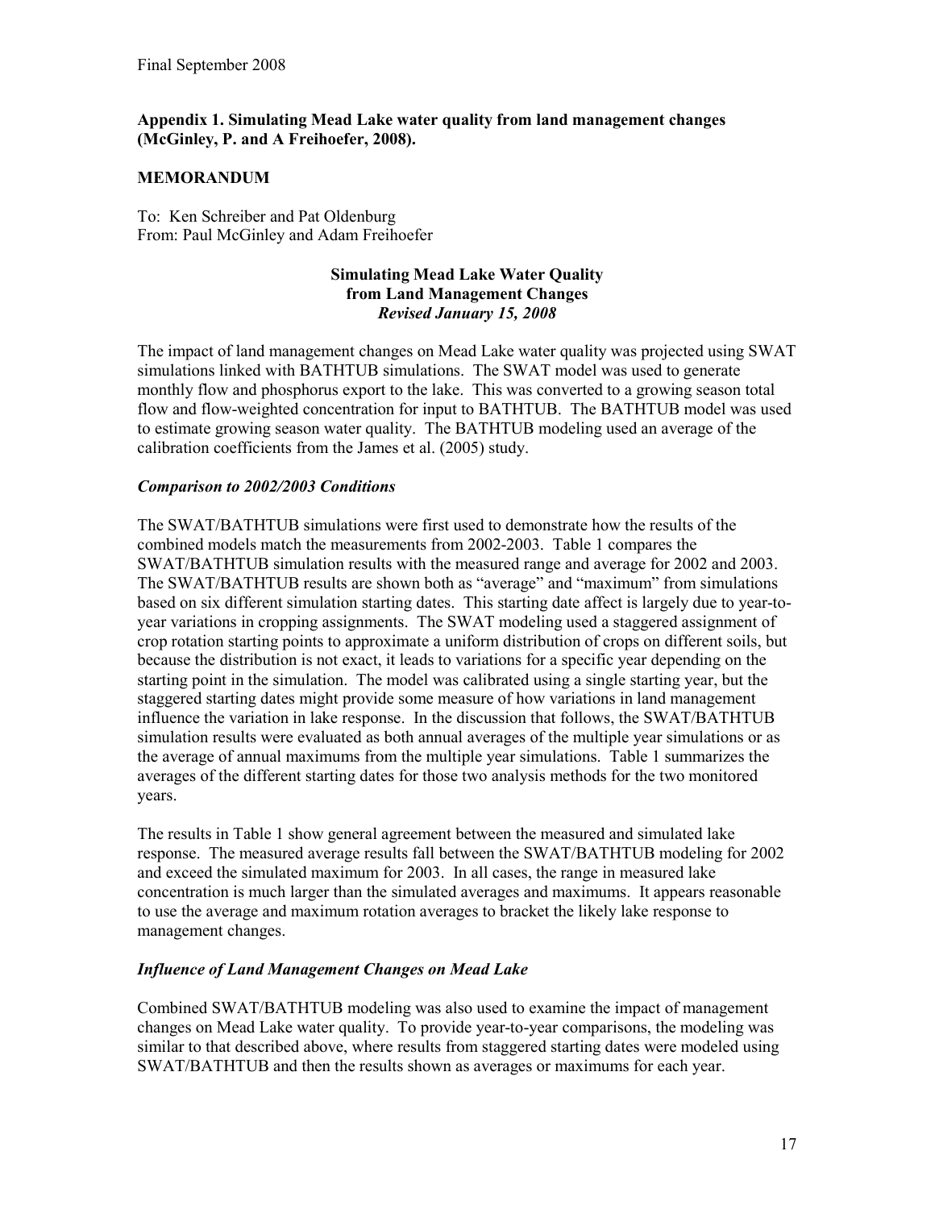Final September 2008

**Appendix 1. Simulating Mead Lake water quality from land management changes (McGinley, P. and A Freihoefer, 2008).**

**MEMORANDUM**

To: Ken Schreiber and Pat Oldenburg
From: Paul McGinley and Adam Freihoefer

**Simulating Mead Lake Water Quality from Land Management Changes**
***Revised January 15, 2008***

The impact of land management changes on Mead Lake water quality was projected using SWAT simulations linked with BATHTUB simulations. The SWAT model was used to generate monthly flow and phosphorus export to the lake. This was converted to a growing season total flow and flow-weighted concentration for input to BATHTUB. The BATHTUB model was used to estimate growing season water quality. The BATHTUB modeling used an average of the calibration coefficients from the James et al. (2005) study.

***Comparison to 2002/2003 Conditions***

The SWAT/BATHTUB simulations were first used to demonstrate how the results of the combined models match the measurements from 2002-2003. Table 1 compares the SWAT/BATHTUB simulation results with the measured range and average for 2002 and 2003. The SWAT/BATHTUB results are shown both as "average" and "maximum" from simulations based on six different simulation starting dates. This starting date affect is largely due to year-to-year variations in cropping assignments. The SWAT modeling used a staggered assignment of crop rotation starting points to approximate a uniform distribution of crops on different soils, but because the distribution is not exact, it leads to variations for a specific year depending on the starting point in the simulation. The model was calibrated using a single starting year, but the staggered starting dates might provide some measure of how variations in land management influence the variation in lake response. In the discussion that follows, the SWAT/BATHTUB simulation results were evaluated as both annual averages of the multiple year simulations or as the average of annual maximums from the multiple year simulations. Table 1 summarizes the averages of the different starting dates for those two analysis methods for the two monitored years.

The results in Table 1 show general agreement between the measured and simulated lake response. The measured average results fall between the SWAT/BATHTUB modeling for 2002 and exceed the simulated maximum for 2003. In all cases, the range in measured lake concentration is much larger than the simulated averages and maximums. It appears reasonable to use the average and maximum rotation averages to bracket the likely lake response to management changes.

***Influence of Land Management Changes on Mead Lake***

Combined SWAT/BATHTUB modeling was also used to examine the impact of management changes on Mead Lake water quality. To provide year-to-year comparisons, the modeling was similar to that described above, where results from staggered starting dates were modeled using SWAT/BATHTUB and then the results shown as averages or maximums for each year.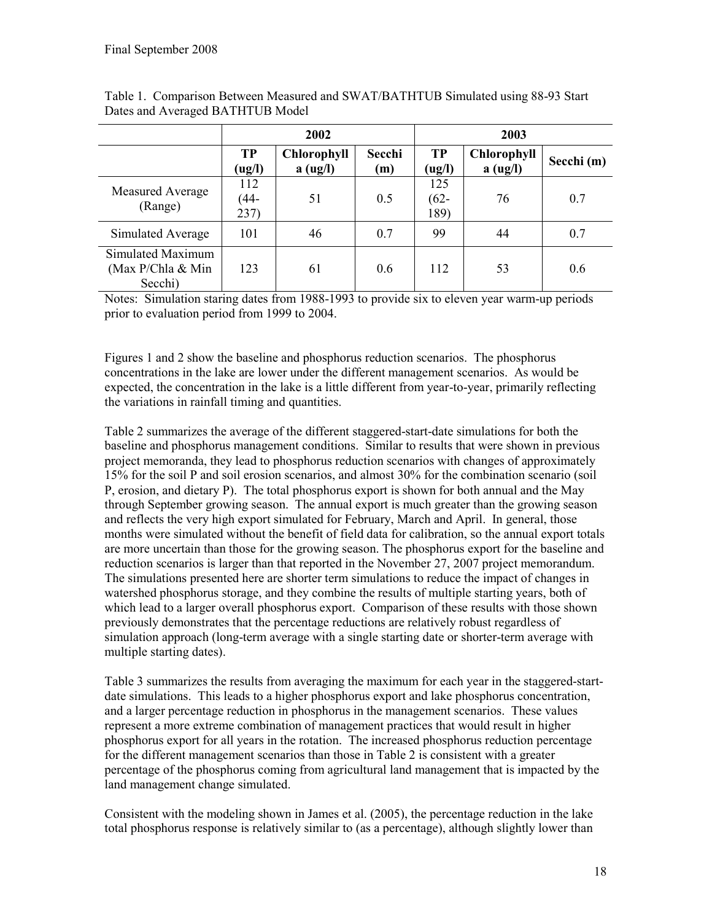Final September 2008

Table 1. Comparison Between Measured and SWAT/BATHTUB Simulated using 88-93 Start Dates and Averaged BATHTUB Model

| | 2002 | | | 2003 | | |
|---|---|---|---|---|---|---|
| | TP (ug/l) | Chlorophyll a (ug/l) | Secchi (m) | TP (ug/l) | Chlorophyll a (ug/l) | Secchi (m) |
| Measured Average (Range) | 112 (44-237) | 51 | 0.5 | 125 (62-189) | 76 | 0.7 |
| Simulated Average | 101 | 46 | 0.7 | 99 | 44 | 0.7 |
| Simulated Maximum (Max P/Chla & Min Secchi) | 123 | 61 | 0.6 | 112 | 53 | 0.6 |

Notes: Simulation staring dates from 1988-1993 to provide six to eleven year warm-up periods prior to evaluation period from 1999 to 2004.

Figures 1 and 2 show the baseline and phosphorus reduction scenarios. The phosphorus concentrations in the lake are lower under the different management scenarios. As would be expected, the concentration in the lake is a little different from year-to-year, primarily reflecting the variations in rainfall timing and quantities.

Table 2 summarizes the average of the different staggered-start-date simulations for both the baseline and phosphorus management conditions. Similar to results that were shown in previous project memoranda, they lead to phosphorus reduction scenarios with changes of approximately 15% for the soil P and soil erosion scenarios, and almost 30% for the combination scenario (soil P, erosion, and dietary P). The total phosphorus export is shown for both annual and the May through September growing season. The annual export is much greater than the growing season and reflects the very high export simulated for February, March and April. In general, those months were simulated without the benefit of field data for calibration, so the annual export totals are more uncertain than those for the growing season. The phosphorus export for the baseline and reduction scenarios is larger than that reported in the November 27, 2007 project memorandum. The simulations presented here are shorter term simulations to reduce the impact of changes in watershed phosphorus storage, and they combine the results of multiple starting years, both of which lead to a larger overall phosphorus export. Comparison of these results with those shown previously demonstrates that the percentage reductions are relatively robust regardless of simulation approach (long-term average with a single starting date or shorter-term average with multiple starting dates).

Table 3 summarizes the results from averaging the maximum for each year in the staggered-start-date simulations. This leads to a higher phosphorus export and lake phosphorus concentration, and a larger percentage reduction in phosphorus in the management scenarios. These values represent a more extreme combination of management practices that would result in higher phosphorus export for all years in the rotation. The increased phosphorus reduction percentage for the different management scenarios than those in Table 2 is consistent with a greater percentage of the phosphorus coming from agricultural land management that is impacted by the land management change simulated.

Consistent with the modeling shown in James et al. (2005), the percentage reduction in the lake total phosphorus response is relatively similar to (as a percentage), although slightly lower than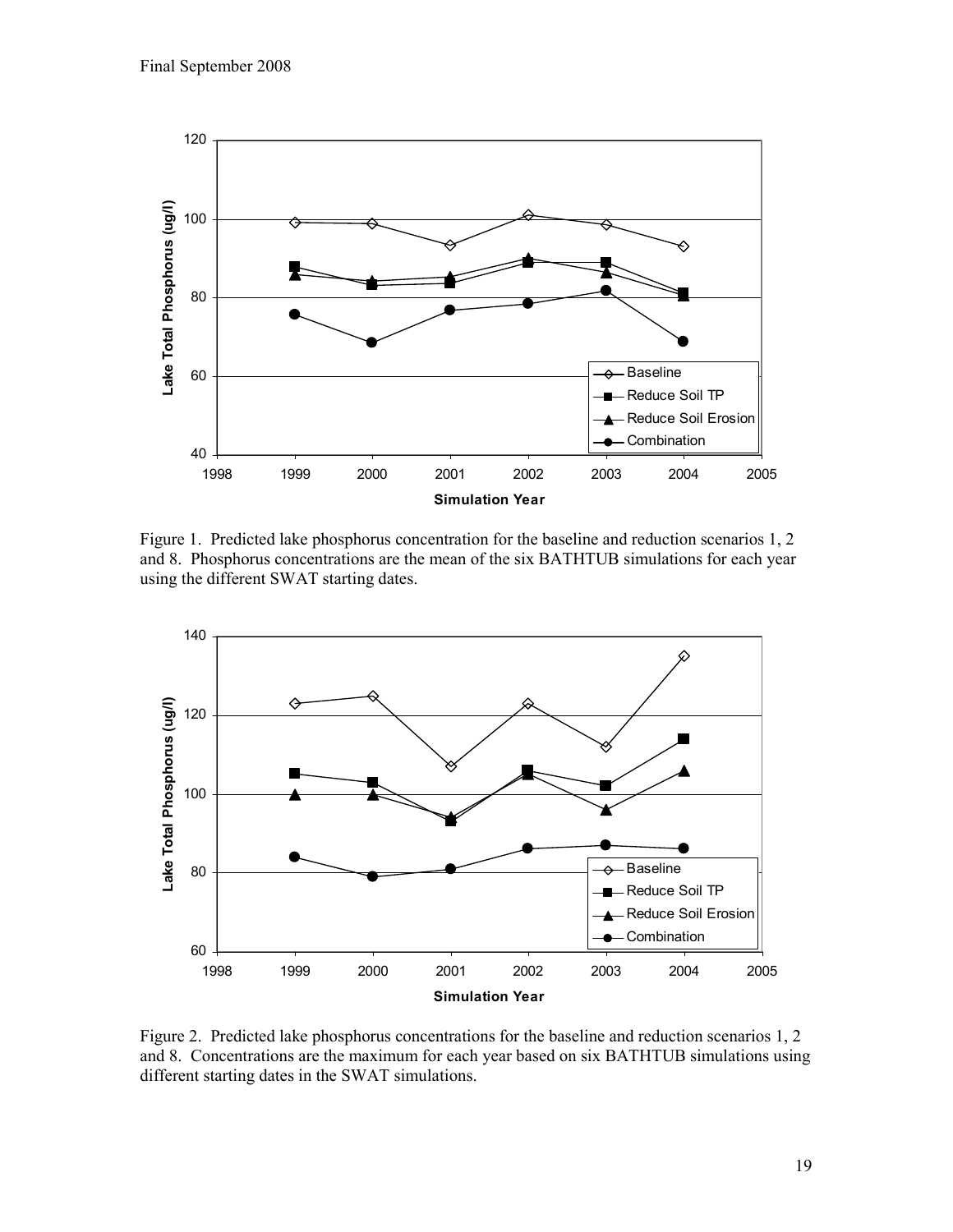Figure 1. Predicted lake phosphorus concentration for the baseline and reduction scenarios 1, 2 and 8. Phosphorus concentrations are the mean of the six BATHTUB simulations for each year using the different SWAT starting dates.

Figure 2. Predicted lake phosphorus concentrations for the baseline and reduction scenarios 1, 2 and 8. Concentrations are the maximum for each year based on six BATHTUB simulations using different starting dates in the SWAT simulations.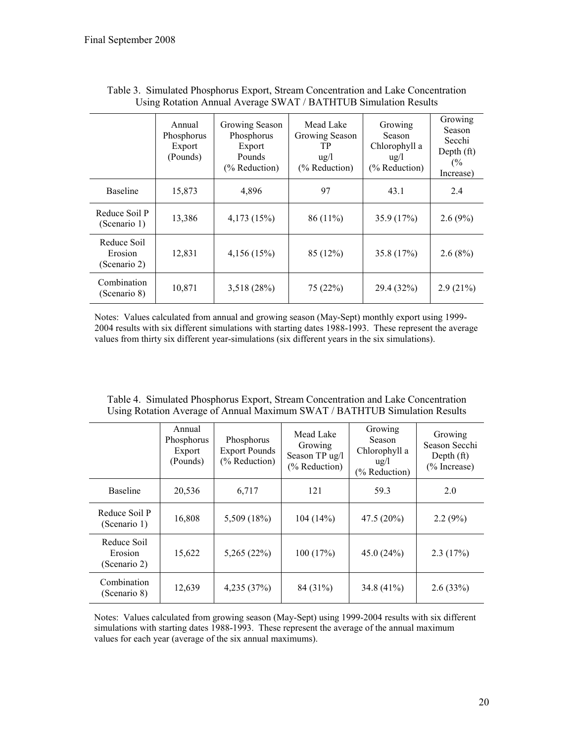Table 3. Simulated Phosphorus Export, Stream Concentration and Lake Concentration Using Rotation Annual Average SWAT / BATHTUB Simulation Results

| | Annual Phosphorus Export (Pounds) | Growing Season Phosphorus Export Pounds (% Reduction) | Mead Lake Growing Season TP ug/l (% Reduction) | Growing Season Chlorophyll a ug/l (% Reduction) | Growing Season Secchi Depth (ft) (% Increase) |
|---|---|---|---|---|---|
| Baseline | 15,873 | 4,896 | 97 | 43.1 | 2.4 |
| Reduce Soil P (Scenario 1) | 13,386 | 4,173 (15%) | 86 (11%) | 35.9 (17%) | 2.6 (9%) |
| Reduce Soil Erosion (Scenario 2) | 12,831 | 4,156 (15%) | 85 (12%) | 35.8 (17%) | 2.6 (8%) |
| Combination (Scenario 8) | 10,871 | 3,518 (28%) | 75 (22%) | 29.4 (32%) | 2.9 (21%) |

Notes: Values calculated from annual and growing season (May-Sept) monthly export using 1999-2004 results with six different simulations with starting dates 1988-1993. These represent the average values from thirty six different year-simulations (six different years in the six simulations).

Table 4. Simulated Phosphorus Export, Stream Concentration and Lake Concentration Using Rotation Average of Annual Maximum SWAT / BATHTUB Simulation Results

| | Annual Phosphorus Export (Pounds) | Phosphorus Export Pounds (% Reduction) | Mead Lake Growing Season TP ug/l (% Reduction) | Growing Season Chlorophyll a ug/l (% Reduction) | Growing Season Secchi Depth (ft) (% Increase) |
|---|---|---|---|---|---|
| Baseline | 20,536 | 6,717 | 121 | 59.3 | 2.0 |
| Reduce Soil P (Scenario 1) | 16,808 | 5,509 (18%) | 104 (14%) | 47.5 (20%) | 2.2 (9%) |
| Reduce Soil Erosion (Scenario 2) | 15,622 | 5,265 (22%) | 100 (17%) | 45.0 (24%) | 2.3 (17%) |
| Combination (Scenario 8) | 12,639 | 4,235 (37%) | 84 (31%) | 34.8 (41%) | 2.6 (33%) |

Notes: Values calculated from growing season (May-Sept) using 1999-2004 results with six different simulations with starting dates 1988-1993. These represent the average of the annual maximum values for each year (average of the six annual maximums).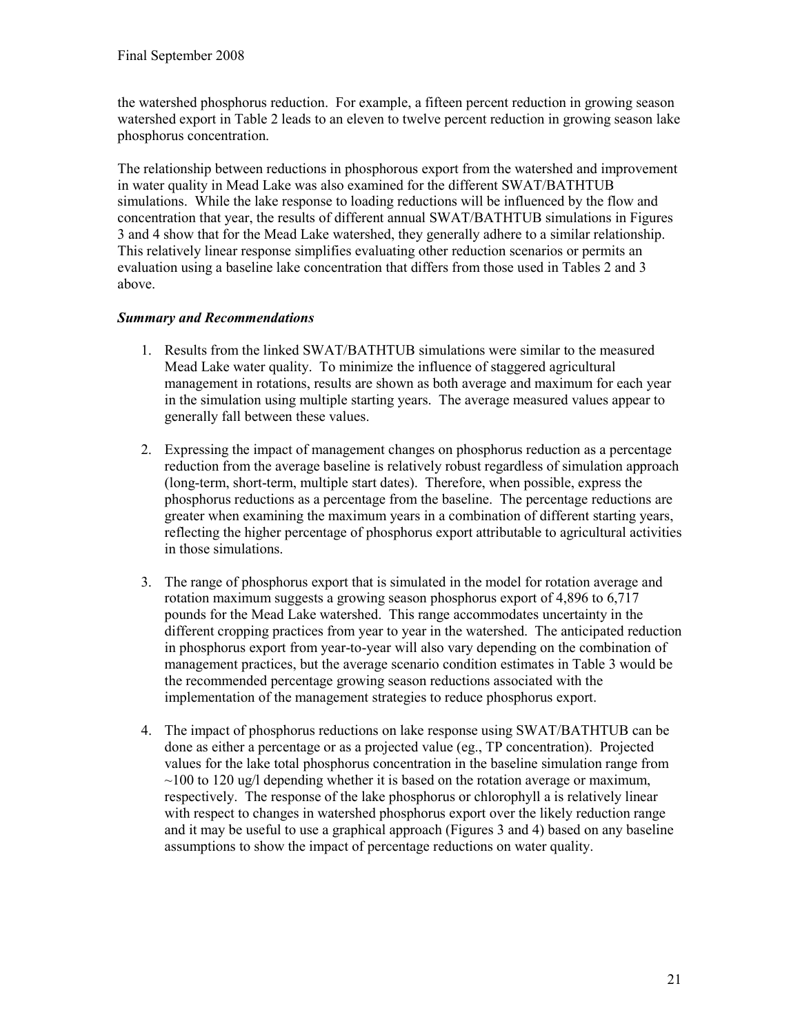the watershed phosphorus reduction. For example, a fifteen percent reduction in growing season watershed export in Table 2 leads to an eleven to twelve percent reduction in growing season lake phosphorus concentration.

The relationship between reductions in phosphorous export from the watershed and improvement in water quality in Mead Lake was also examined for the different SWAT/BATHTUB simulations. While the lake response to loading reductions will be influenced by the flow and concentration that year, the results of different annual SWAT/BATHTUB simulations in Figures 3 and 4 show that for the Mead Lake watershed, they generally adhere to a similar relationship. This relatively linear response simplifies evaluating other reduction scenarios or permits an evaluation using a baseline lake concentration that differs from those used in Tables 2 and 3 above.

***Summary and Recommendations***

1. Results from the linked SWAT/BATHTUB simulations were similar to the measured Mead Lake water quality. To minimize the influence of staggered agricultural management in rotations, results are shown as both average and maximum for each year in the simulation using multiple starting years. The average measured values appear to generally fall between these values.

2. Expressing the impact of management changes on phosphorus reduction as a percentage reduction from the average baseline is relatively robust regardless of simulation approach (long-term, short-term, multiple start dates). Therefore, when possible, express the phosphorus reductions as a percentage from the baseline. The percentage reductions are greater when examining the maximum years in a combination of different starting years, reflecting the higher percentage of phosphorus export attributable to agricultural activities in those simulations.

3. The range of phosphorus export that is simulated in the model for rotation average and rotation maximum suggests a growing season phosphorus export of 4,896 to 6,717 pounds for the Mead Lake watershed. This range accommodates uncertainty in the different cropping practices from year to year in the watershed. The anticipated reduction in phosphorus export from year-to-year will also vary depending on the combination of management practices, but the average scenario condition estimates in Table 3 would be the recommended percentage growing season reductions associated with the implementation of the management strategies to reduce phosphorus export.

4. The impact of phosphorus reductions on lake response using SWAT/BATHTUB can be done as either a percentage or as a projected value (eg., TP concentration). Projected values for the lake total phosphorus concentration in the baseline simulation range from ~100 to 120 ug/l depending whether it is based on the rotation average or maximum, respectively. The response of the lake phosphorus or chlorophyll a is relatively linear with respect to changes in watershed phosphorus export over the likely reduction range and it may be useful to use a graphical approach (Figures 3 and 4) based on any baseline assumptions to show the impact of percentage reductions on water quality.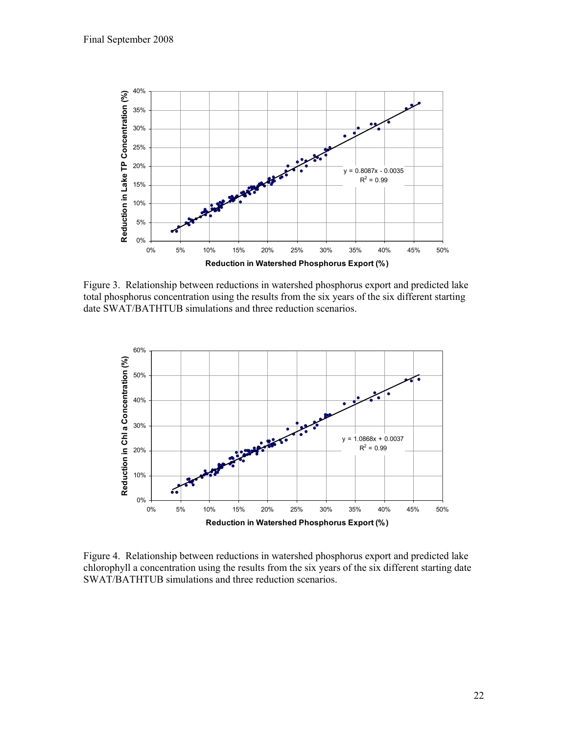Figure 3. Relationship between reductions in watershed phosphorus export and predicted lake total phosphorus concentration using the results from the six years of the six different starting date SWAT/BATHTUB simulations and three reduction scenarios.

Figure 4. Relationship between reductions in watershed phosphorus export and predicted lake chlorophyll a concentration using the results from the six years of the six different starting date SWAT/BATHTUB simulations and three reduction scenarios.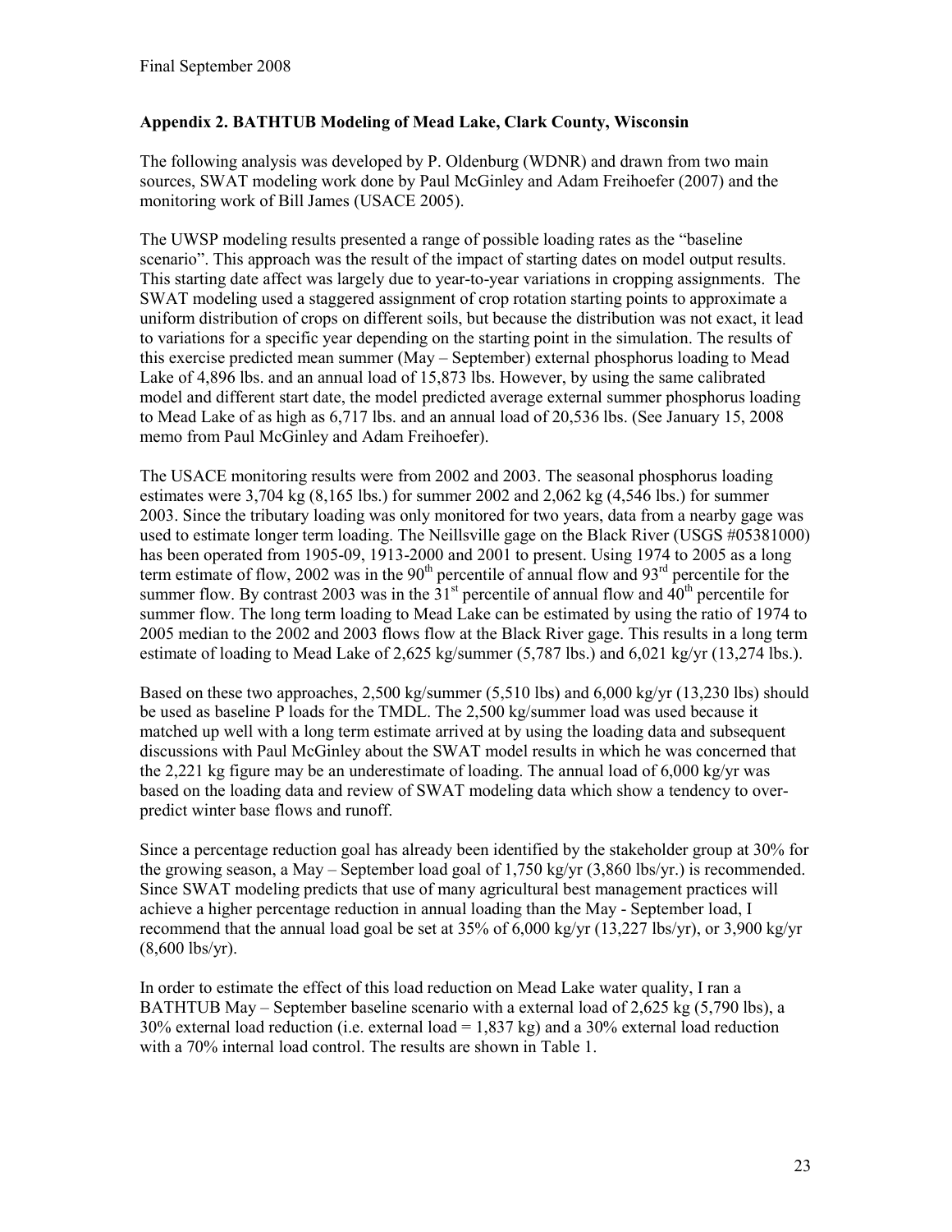## Appendix 2. BATHTUB Modeling of Mead Lake, Clark County, Wisconsin

The following analysis was developed by P. Oldenburg (WDNR) and drawn from two main sources, SWAT modeling work done by Paul McGinley and Adam Freihoefer (2007) and the monitoring work of Bill James (USACE 2005).

The UWSP modeling results presented a range of possible loading rates as the "baseline scenario". This approach was the result of the impact of starting dates on model output results. This starting date affect was largely due to year-to-year variations in cropping assignments. The SWAT modeling used a staggered assignment of crop rotation starting points to approximate a uniform distribution of crops on different soils, but because the distribution was not exact, it lead to variations for a specific year depending on the starting point in the simulation. The results of this exercise predicted mean summer (May – September) external phosphorus loading to Mead Lake of 4,896 lbs. and an annual load of 15,873 lbs. However, by using the same calibrated model and different start date, the model predicted average external summer phosphorus loading to Mead Lake of as high as 6,717 lbs. and an annual load of 20,536 lbs. (See January 15, 2008 memo from Paul McGinley and Adam Freihoefer).

The USACE monitoring results were from 2002 and 2003. The seasonal phosphorus loading estimates were 3,704 kg (8,165 lbs.) for summer 2002 and 2,062 kg (4,546 lbs.) for summer 2003. Since the tributary loading was only monitored for two years, data from a nearby gage was used to estimate longer term loading. The Neillsville gage on the Black River (USGS #05381000) has been operated from 1905-09, 1913-2000 and 2001 to present. Using 1974 to 2005 as a long term estimate of flow, 2002 was in the 90th percentile of annual flow and 93rd percentile for the summer flow. By contrast 2003 was in the 31st percentile of annual flow and 40th percentile for summer flow. The long term loading to Mead Lake can be estimated by using the ratio of 1974 to 2005 median to the 2002 and 2003 flows flow at the Black River gage. This results in a long term estimate of loading to Mead Lake of 2,625 kg/summer (5,787 lbs.) and 6,021 kg/yr (13,274 lbs.).

Based on these two approaches, 2,500 kg/summer (5,510 lbs) and 6,000 kg/yr (13,230 lbs) should be used as baseline P loads for the TMDL. The 2,500 kg/summer load was used because it matched up well with a long term estimate arrived at by using the loading data and subsequent discussions with Paul McGinley about the SWAT model results in which he was concerned that the 2,221 kg figure may be an underestimate of loading. The annual load of 6,000 kg/yr was based on the loading data and review of SWAT modeling data which show a tendency to over-predict winter base flows and runoff.

Since a percentage reduction goal has already been identified by the stakeholder group at 30% for the growing season, a May – September load goal of 1,750 kg/yr (3,860 lbs/yr.) is recommended. Since SWAT modeling predicts that use of many agricultural best management practices will achieve a higher percentage reduction in annual loading than the May - September load, I recommend that the annual load goal be set at 35% of 6,000 kg/yr (13,227 lbs/yr), or 3,900 kg/yr (8,600 lbs/yr).

In order to estimate the effect of this load reduction on Mead Lake water quality, I ran a BATHTUB May – September baseline scenario with a external load of 2,625 kg (5,790 lbs), a 30% external load reduction (i.e. external load = 1,837 kg) and a 30% external load reduction with a 70% internal load control. The results are shown in Table 1.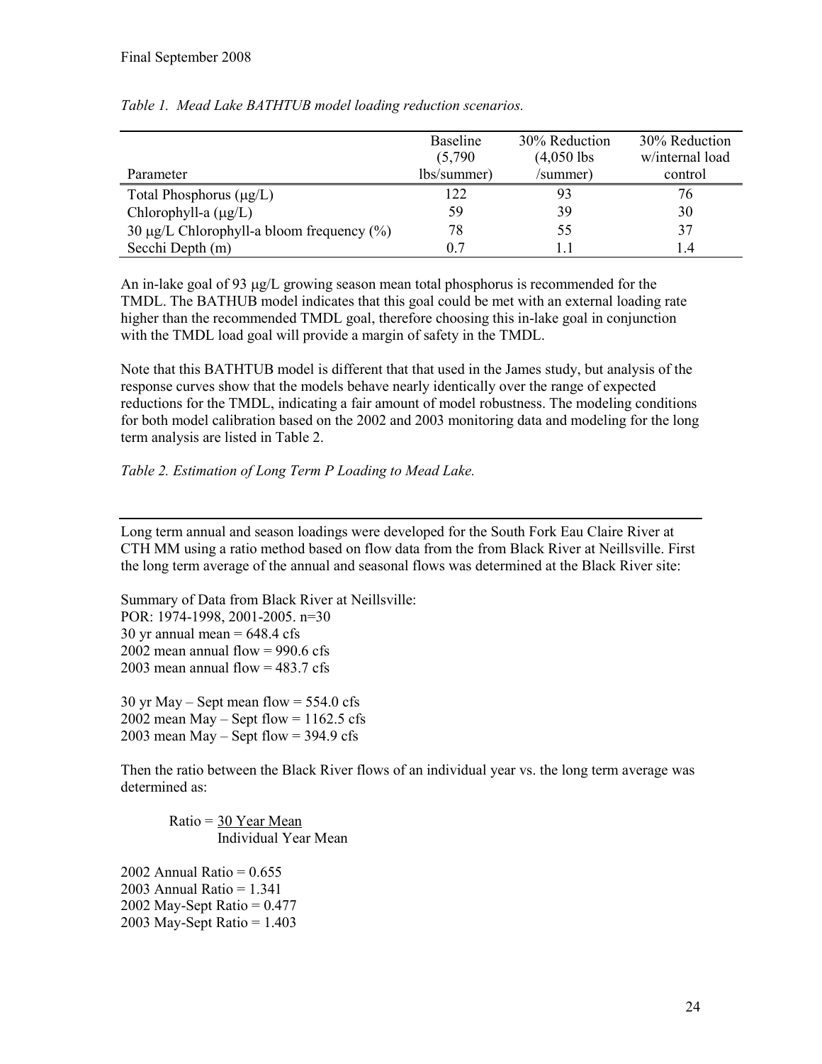*Table 1. Mead Lake BATHTUB model loading reduction scenarios.*

| Parameter | Baseline (5,790 lbs/summer) | 30% Reduction (4,050 lbs /summer) | 30% Reduction w/internal load control |
|---|---|---|---|
| Total Phosphorus (μg/L) | 122 | 93 | 76 |
| Chlorophyll-a (μg/L) | 59 | 39 | 30 |
| 30 μg/L Chlorophyll-a bloom frequency (%) | 78 | 55 | 37 |
| Secchi Depth (m) | 0.7 | 1.1 | 1.4 |

An in-lake goal of 93 μg/L growing season mean total phosphorus is recommended for the TMDL. The BATHUB model indicates that this goal could be met with an external loading rate higher than the recommended TMDL goal, therefore choosing this in-lake goal in conjunction with the TMDL load goal will provide a margin of safety in the TMDL.

Note that this BATHTUB model is different that that used in the James study, but analysis of the response curves show that the models behave nearly identically over the range of expected reductions for the TMDL, indicating a fair amount of model robustness. The modeling conditions for both model calibration based on the 2002 and 2003 monitoring data and modeling for the long term analysis are listed in Table 2.

*Table 2. Estimation of Long Term P Loading to Mead Lake.*

---

Long term annual and season loadings were developed for the South Fork Eau Claire River at CTH MM using a ratio method based on flow data from the from Black River at Neillsville. First the long term average of the annual and seasonal flows was determined at the Black River site:

Summary of Data from Black River at Neillsville:
POR: 1974-1998, 2001-2005. n=30
30 yr annual mean = 648.4 cfs
2002 mean annual flow = 990.6 cfs
2003 mean annual flow = 483.7 cfs

30 yr May – Sept mean flow = 554.0 cfs
2002 mean May – Sept flow = 1162.5 cfs
2003 mean May – Sept flow = 394.9 cfs

Then the ratio between the Black River flows of an individual year vs. the long term average was determined as:

$$\text{Ratio} = \frac{\text{30 Year Mean}}{\text{Individual Year Mean}}$$

2002 Annual Ratio = 0.655
2003 Annual Ratio = 1.341
2002 May-Sept Ratio = 0.477
2003 May-Sept Ratio = 1.403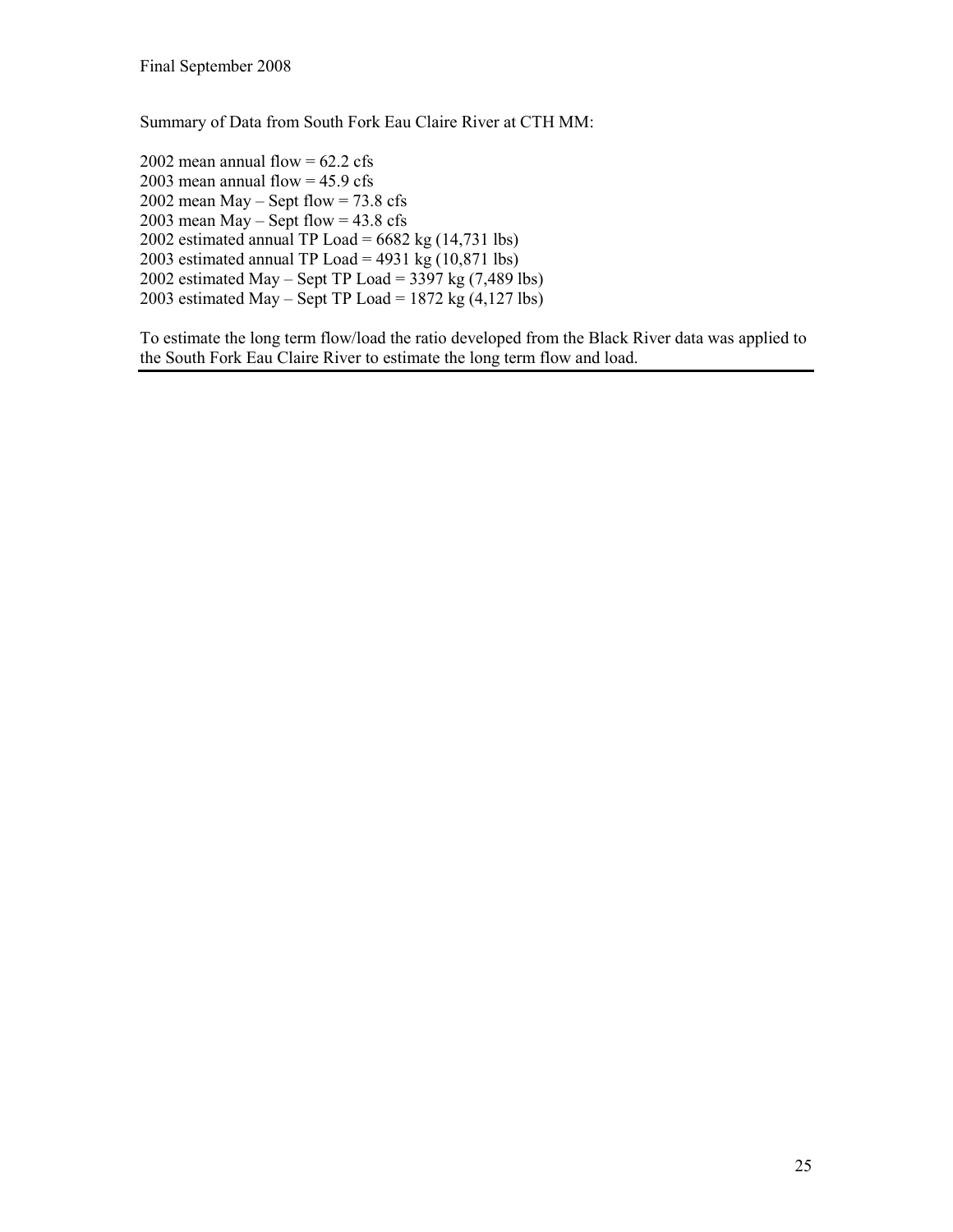Summary of Data from South Fork Eau Claire River at CTH MM:

2002 mean annual flow = 62.2 cfs
2003 mean annual flow = 45.9 cfs
2002 mean May – Sept flow = 73.8 cfs
2003 mean May – Sept flow = 43.8 cfs
2002 estimated annual TP Load = 6682 kg (14,731 lbs)
2003 estimated annual TP Load = 4931 kg (10,871 lbs)
2002 estimated May – Sept TP Load = 3397 kg (7,489 lbs)
2003 estimated May – Sept TP Load = 1872 kg (4,127 lbs)

To estimate the long term flow/load the ratio developed from the Black River data was applied to the South Fork Eau Claire River to estimate the long term flow and load.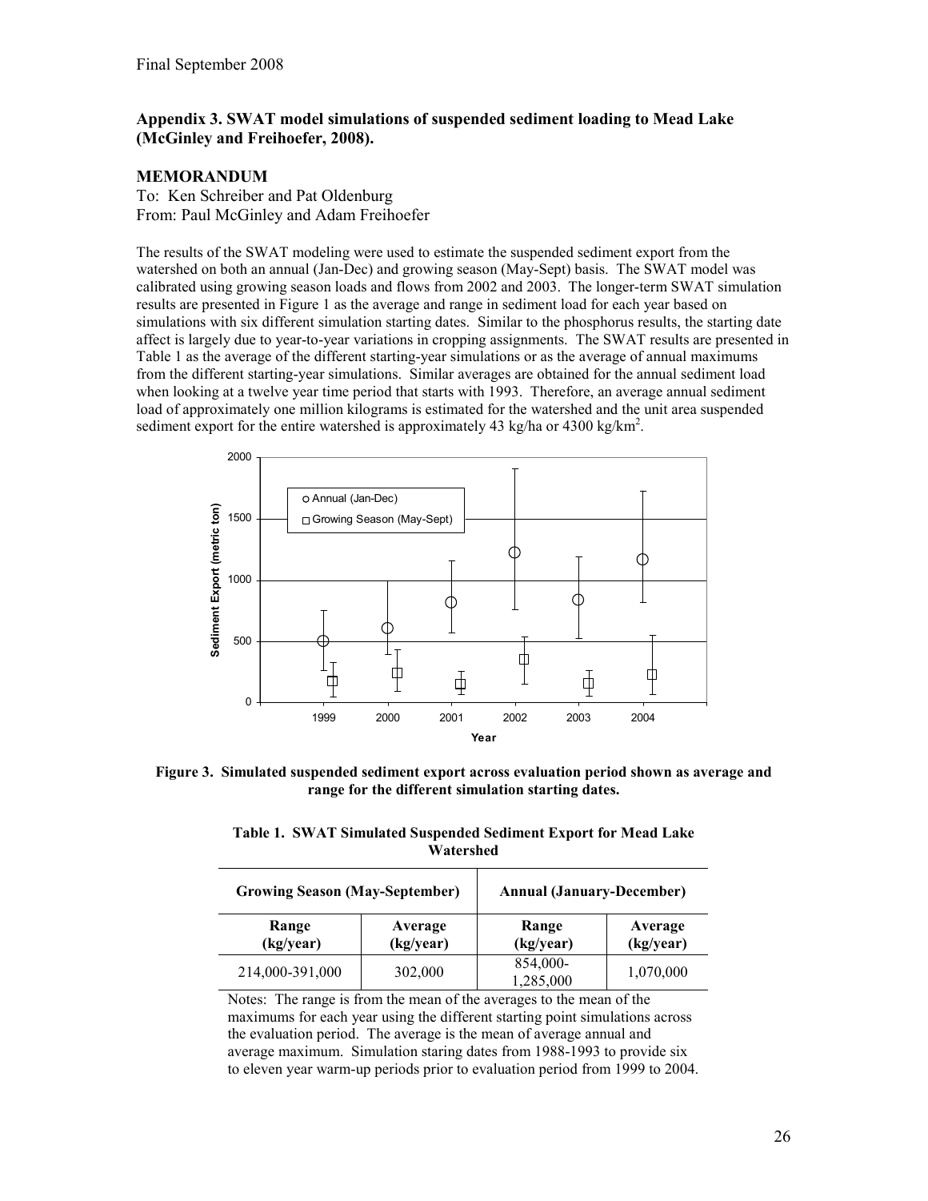Final September 2008

## Appendix 3. SWAT model simulations of suspended sediment loading to Mead Lake (McGinley and Freihoefer, 2008).

### MEMORANDUM

To: Ken Schreiber and Pat Oldenburg
From: Paul McGinley and Adam Freihoefer

The results of the SWAT modeling were used to estimate the suspended sediment export from the watershed on both an annual (Jan-Dec) and growing season (May-Sept) basis. The SWAT model was calibrated using growing season loads and flows from 2002 and 2003. The longer-term SWAT simulation results are presented in Figure 1 as the average and range in sediment load for each year based on simulations with six different simulation starting dates. Similar to the phosphorus results, the starting date affect is largely due to year-to-year variations in cropping assignments. The SWAT results are presented in Table 1 as the average of the different starting-year simulations or as the average of annual maximums from the different starting-year simulations. Similar averages are obtained for the annual sediment load when looking at a twelve year time period that starts with 1993. Therefore, an average annual sediment load of approximately one million kilograms is estimated for the watershed and the unit area suspended sediment export for the entire watershed is approximately 43 kg/ha or 4300 kg/km$^2$.

**Figure 3. Simulated suspended sediment export across evaluation period shown as average and range for the different simulation starting dates.**

**Table 1. SWAT Simulated Suspended Sediment Export for Mead Lake Watershed**

| Growing Season (May-September) | | Annual (January-December) | |
|---|---|---|---|
| Range (kg/year) | Average (kg/year) | Range (kg/year) | Average (kg/year) |
| 214,000-391,000 | 302,000 | 854,000-1,285,000 | 1,070,000 |

Notes: The range is from the mean of the averages to the mean of the maximums for each year using the different starting point simulations across the evaluation period. The average is the mean of average annual and average maximum. Simulation staring dates from 1988-1993 to provide six to eleven year warm-up periods prior to evaluation period from 1999 to 2004.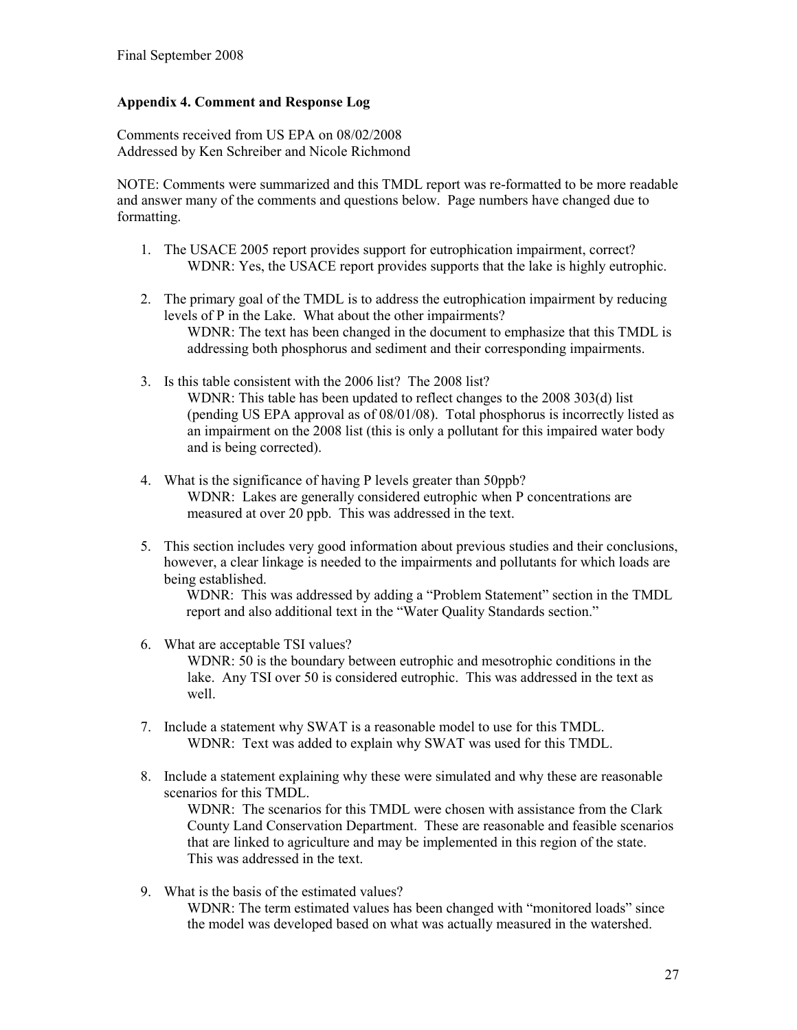Final September 2008

### Appendix 4. Comment and Response Log

Comments received from US EPA on 08/02/2008
Addressed by Ken Schreiber and Nicole Richmond

NOTE: Comments were summarized and this TMDL report was re-formatted to be more readable and answer many of the comments and questions below. Page numbers have changed due to formatting.

1. The USACE 2005 report provides support for eutrophication impairment, correct?
   WDNR: Yes, the USACE report provides supports that the lake is highly eutrophic.

2. The primary goal of the TMDL is to address the eutrophication impairment by reducing levels of P in the Lake. What about the other impairments?
   WDNR: The text has been changed in the document to emphasize that this TMDL is addressing both phosphorus and sediment and their corresponding impairments.

3. Is this table consistent with the 2006 list? The 2008 list?
   WDNR: This table has been updated to reflect changes to the 2008 303(d) list (pending US EPA approval as of 08/01/08). Total phosphorus is incorrectly listed as an impairment on the 2008 list (this is only a pollutant for this impaired water body and is being corrected).

4. What is the significance of having P levels greater than 50ppb?
   WDNR: Lakes are generally considered eutrophic when P concentrations are measured at over 20 ppb. This was addressed in the text.

5. This section includes very good information about previous studies and their conclusions, however, a clear linkage is needed to the impairments and pollutants for which loads are being established.
   WDNR: This was addressed by adding a "Problem Statement" section in the TMDL report and also additional text in the "Water Quality Standards section."

6. What are acceptable TSI values?
   WDNR: 50 is the boundary between eutrophic and mesotrophic conditions in the lake. Any TSI over 50 is considered eutrophic. This was addressed in the text as well.

7. Include a statement why SWAT is a reasonable model to use for this TMDL.
   WDNR: Text was added to explain why SWAT was used for this TMDL.

8. Include a statement explaining why these were simulated and why these are reasonable scenarios for this TMDL.
   WDNR: The scenarios for this TMDL were chosen with assistance from the Clark County Land Conservation Department. These are reasonable and feasible scenarios that are linked to agriculture and may be implemented in this region of the state. This was addressed in the text.

9. What is the basis of the estimated values?
   WDNR: The term estimated values has been changed with "monitored loads" since the model was developed based on what was actually measured in the watershed.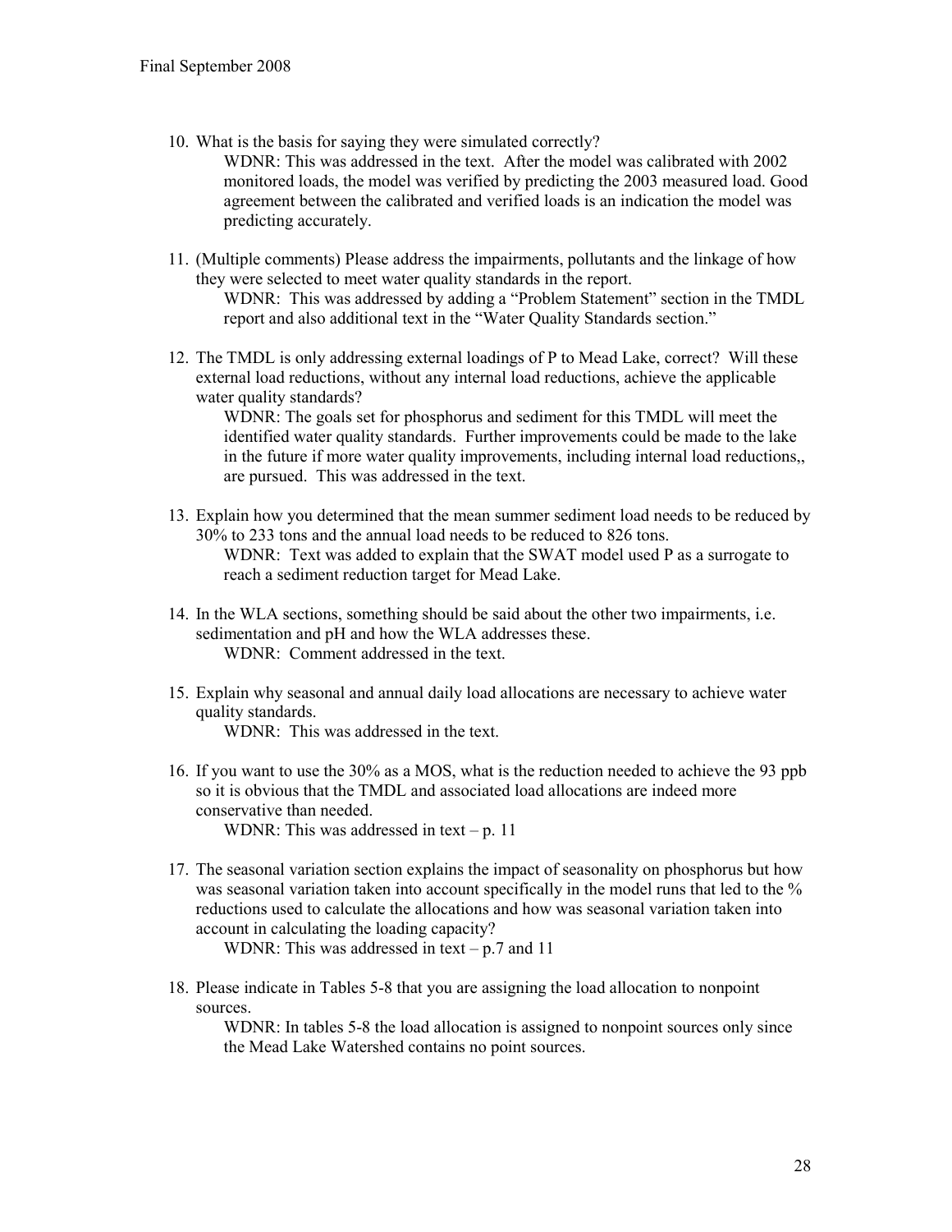10. What is the basis for saying they were simulated correctly?

    WDNR: This was addressed in the text. After the model was calibrated with 2002 monitored loads, the model was verified by predicting the 2003 measured load. Good agreement between the calibrated and verified loads is an indication the model was predicting accurately.

11. (Multiple comments) Please address the impairments, pollutants and the linkage of how they were selected to meet water quality standards in the report.

    WDNR: This was addressed by adding a "Problem Statement" section in the TMDL report and also additional text in the "Water Quality Standards section."

12. The TMDL is only addressing external loadings of P to Mead Lake, correct? Will these external load reductions, without any internal load reductions, achieve the applicable water quality standards?

    WDNR: The goals set for phosphorus and sediment for this TMDL will meet the identified water quality standards. Further improvements could be made to the lake in the future if more water quality improvements, including internal load reductions,, are pursued. This was addressed in the text.

13. Explain how you determined that the mean summer sediment load needs to be reduced by 30% to 233 tons and the annual load needs to be reduced to 826 tons.

    WDNR: Text was added to explain that the SWAT model used P as a surrogate to reach a sediment reduction target for Mead Lake.

14. In the WLA sections, something should be said about the other two impairments, i.e. sedimentation and pH and how the WLA addresses these.

    WDNR: Comment addressed in the text.

15. Explain why seasonal and annual daily load allocations are necessary to achieve water quality standards.

    WDNR: This was addressed in the text.

16. If you want to use the 30% as a MOS, what is the reduction needed to achieve the 93 ppb so it is obvious that the TMDL and associated load allocations are indeed more conservative than needed.

    WDNR: This was addressed in text – p. 11

17. The seasonal variation section explains the impact of seasonality on phosphorus but how was seasonal variation taken into account specifically in the model runs that led to the % reductions used to calculate the allocations and how was seasonal variation taken into account in calculating the loading capacity?

    WDNR: This was addressed in text – p.7 and 11

18. Please indicate in Tables 5-8 that you are assigning the load allocation to nonpoint sources.

    WDNR: In tables 5-8 the load allocation is assigned to nonpoint sources only since the Mead Lake Watershed contains no point sources.